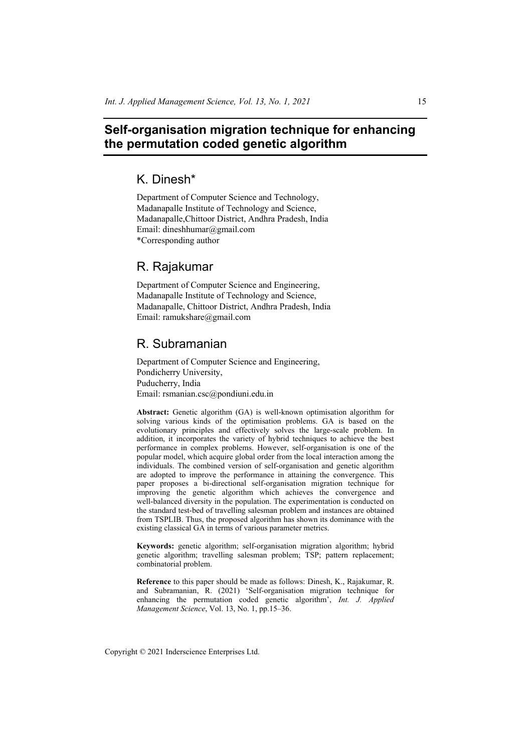# Self-organisation migration technique for enhancing the permutation coded genetic algorithm

## K. Dinesh*

Department of Computer Science and Technology,
Madanapalle Institute of Technology and Science,
Madanapalle,Chittoor District, Andhra Pradesh, India
Email: dineshhumar@gmail.com
*Corresponding author

## R. Rajakumar

Department of Computer Science and Engineering,
Madanapalle Institute of Technology and Science,
Madanapalle, Chittoor District, Andhra Pradesh, India
Email: ramukshare@gmail.com

## R. Subramanian

Department of Computer Science and Engineering,
Pondicherry University,
Puducherry, India
Email: rsmanian.csc@pondiuni.edu.in

**Abstract:** Genetic algorithm (GA) is well-known optimisation algorithm for solving various kinds of the optimisation problems. GA is based on the evolutionary principles and effectively solves the large-scale problem. In addition, it incorporates the variety of hybrid techniques to achieve the best performance in complex problems. However, self-organisation is one of the popular model, which acquire global order from the local interaction among the individuals. The combined version of self-organisation and genetic algorithm are adopted to improve the performance in attaining the convergence. This paper proposes a bi-directional self-organisation migration technique for improving the genetic algorithm which achieves the convergence and well-balanced diversity in the population. The experimentation is conducted on the standard test-bed of travelling salesman problem and instances are obtained from TSPLIB. Thus, the proposed algorithm has shown its dominance with the existing classical GA in terms of various parameter metrics.

**Keywords:** genetic algorithm; self-organisation migration algorithm; hybrid genetic algorithm; travelling salesman problem; TSP; pattern replacement; combinatorial problem.

**Reference** to this paper should be made as follows: Dinesh, K., Rajakumar, R. and Subramanian, R. (2021) 'Self-organisation migration technique for enhancing the permutation coded genetic algorithm', *Int. J. Applied Management Science*, Vol. 13, No. 1, pp.15–36.

Copyright © 2021 Inderscience Enterprises Ltd.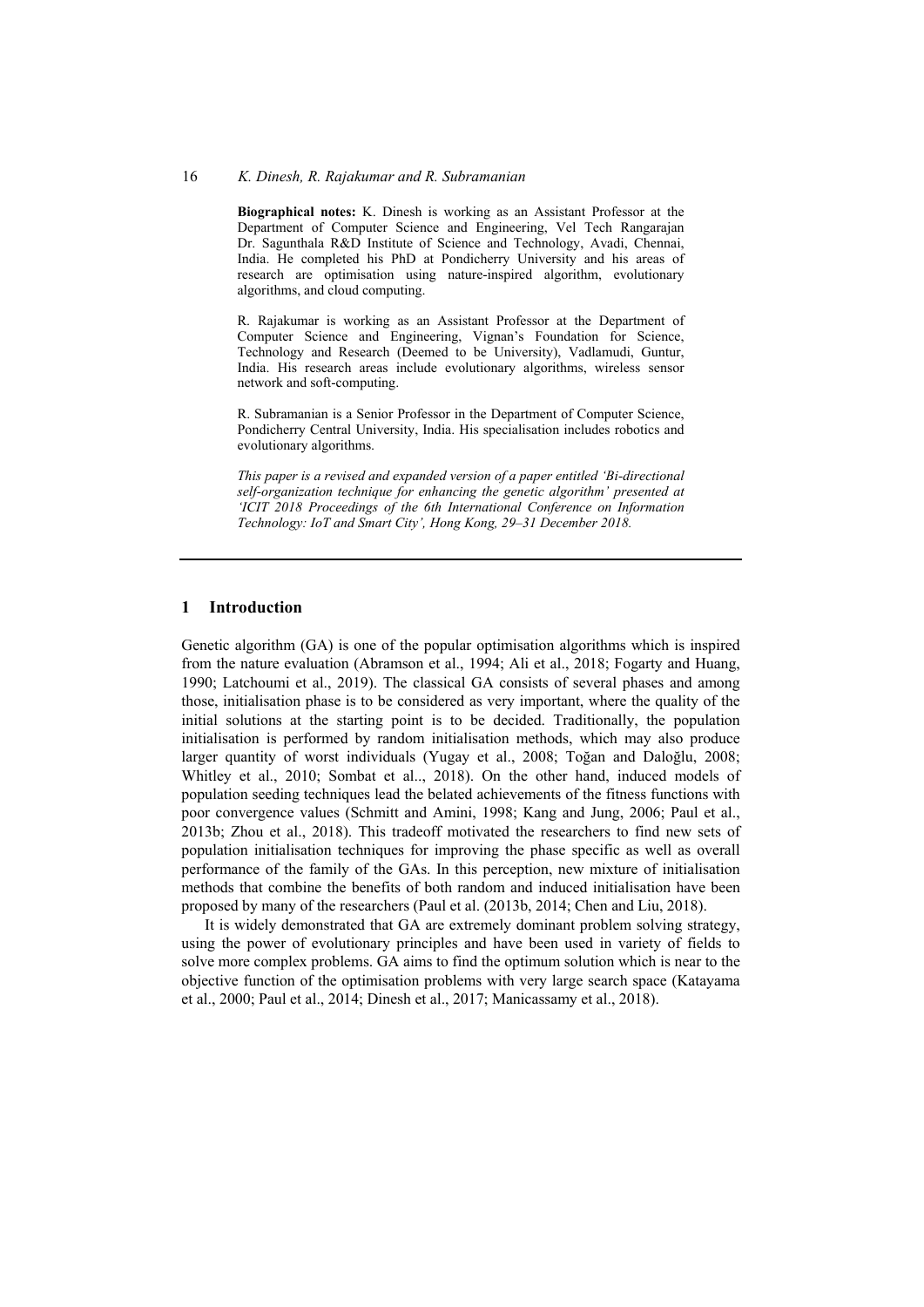**Biographical notes:** K. Dinesh is working as an Assistant Professor at the Department of Computer Science and Engineering, Vel Tech Rangarajan Dr. Sagunthala R&D Institute of Science and Technology, Avadi, Chennai, India. He completed his PhD at Pondicherry University and his areas of research are optimisation using nature-inspired algorithm, evolutionary algorithms, and cloud computing.

R. Rajakumar is working as an Assistant Professor at the Department of Computer Science and Engineering, Vignan's Foundation for Science, Technology and Research (Deemed to be University), Vadlamudi, Guntur, India. His research areas include evolutionary algorithms, wireless sensor network and soft-computing.

R. Subramanian is a Senior Professor in the Department of Computer Science, Pondicherry Central University, India. His specialisation includes robotics and evolutionary algorithms.

*This paper is a revised and expanded version of a paper entitled 'Bi-directional self-organization technique for enhancing the genetic algorithm' presented at 'ICIT 2018 Proceedings of the 6th International Conference on Information Technology: IoT and Smart City', Hong Kong, 29–31 December 2018.*

## 1 Introduction

Genetic algorithm (GA) is one of the popular optimisation algorithms which is inspired from the nature evaluation (Abramson et al., 1994; Ali et al., 2018; Fogarty and Huang, 1990; Latchoumi et al., 2019). The classical GA consists of several phases and among those, initialisation phase is to be considered as very important, where the quality of the initial solutions at the starting point is to be decided. Traditionally, the population initialisation is performed by random initialisation methods, which may also produce larger quantity of worst individuals (Yugay et al., 2008; Toğan and Daloğlu, 2008; Whitley et al., 2010; Sombat et al.., 2018). On the other hand, induced models of population seeding techniques lead the belated achievements of the fitness functions with poor convergence values (Schmitt and Amini, 1998; Kang and Jung, 2006; Paul et al., 2013b; Zhou et al., 2018). This tradeoff motivated the researchers to find new sets of population initialisation techniques for improving the phase specific as well as overall performance of the family of the GAs. In this perception, new mixture of initialisation methods that combine the benefits of both random and induced initialisation have been proposed by many of the researchers (Paul et al. (2013b, 2014; Chen and Liu, 2018).

It is widely demonstrated that GA are extremely dominant problem solving strategy, using the power of evolutionary principles and have been used in variety of fields to solve more complex problems. GA aims to find the optimum solution which is near to the objective function of the optimisation problems with very large search space (Katayama et al., 2000; Paul et al., 2014; Dinesh et al., 2017; Manicassamy et al., 2018).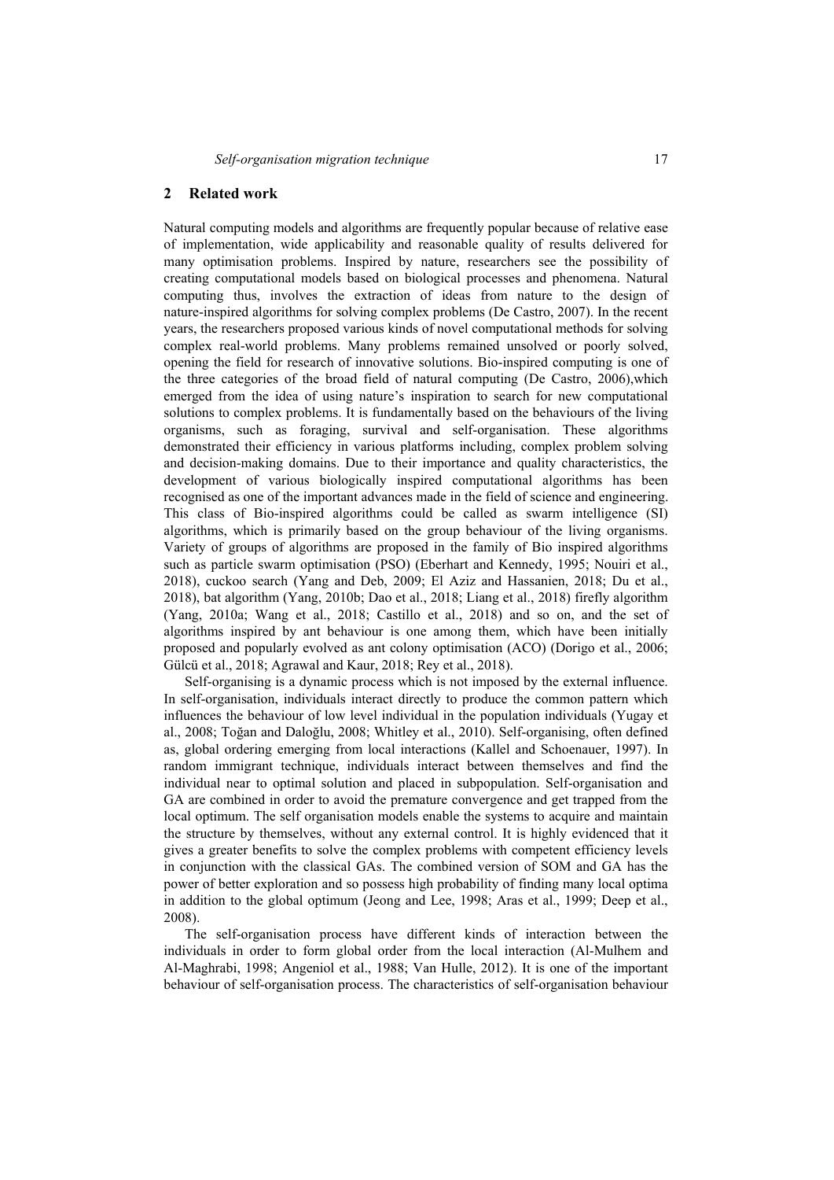## 2 Related work

Natural computing models and algorithms are frequently popular because of relative ease of implementation, wide applicability and reasonable quality of results delivered for many optimisation problems. Inspired by nature, researchers see the possibility of creating computational models based on biological processes and phenomena. Natural computing thus, involves the extraction of ideas from nature to the design of nature-inspired algorithms for solving complex problems (De Castro, 2007). In the recent years, the researchers proposed various kinds of novel computational methods for solving complex real-world problems. Many problems remained unsolved or poorly solved, opening the field for research of innovative solutions. Bio-inspired computing is one of the three categories of the broad field of natural computing (De Castro, 2006),which emerged from the idea of using nature's inspiration to search for new computational solutions to complex problems. It is fundamentally based on the behaviours of the living organisms, such as foraging, survival and self-organisation. These algorithms demonstrated their efficiency in various platforms including, complex problem solving and decision-making domains. Due to their importance and quality characteristics, the development of various biologically inspired computational algorithms has been recognised as one of the important advances made in the field of science and engineering. This class of Bio-inspired algorithms could be called as swarm intelligence (SI) algorithms, which is primarily based on the group behaviour of the living organisms. Variety of groups of algorithms are proposed in the family of Bio inspired algorithms such as particle swarm optimisation (PSO) (Eberhart and Kennedy, 1995; Nouiri et al., 2018), cuckoo search (Yang and Deb, 2009; El Aziz and Hassanien, 2018; Du et al., 2018), bat algorithm (Yang, 2010b; Dao et al., 2018; Liang et al., 2018) firefly algorithm (Yang, 2010a; Wang et al., 2018; Castillo et al., 2018) and so on, and the set of algorithms inspired by ant behaviour is one among them, which have been initially proposed and popularly evolved as ant colony optimisation (ACO) (Dorigo et al., 2006; Gülcü et al., 2018; Agrawal and Kaur, 2018; Rey et al., 2018).

Self-organising is a dynamic process which is not imposed by the external influence. In self-organisation, individuals interact directly to produce the common pattern which influences the behaviour of low level individual in the population individuals (Yugay et al., 2008; Toğan and Daloğlu, 2008; Whitley et al., 2010). Self-organising, often defined as, global ordering emerging from local interactions (Kallel and Schoenauer, 1997). In random immigrant technique, individuals interact between themselves and find the individual near to optimal solution and placed in subpopulation. Self-organisation and GA are combined in order to avoid the premature convergence and get trapped from the local optimum. The self organisation models enable the systems to acquire and maintain the structure by themselves, without any external control. It is highly evidenced that it gives a greater benefits to solve the complex problems with competent efficiency levels in conjunction with the classical GAs. The combined version of SOM and GA has the power of better exploration and so possess high probability of finding many local optima in addition to the global optimum (Jeong and Lee, 1998; Aras et al., 1999; Deep et al., 2008).

The self-organisation process have different kinds of interaction between the individuals in order to form global order from the local interaction (Al-Mulhem and Al-Maghrabi, 1998; Angeniol et al., 1988; Van Hulle, 2012). It is one of the important behaviour of self-organisation process. The characteristics of self-organisation behaviour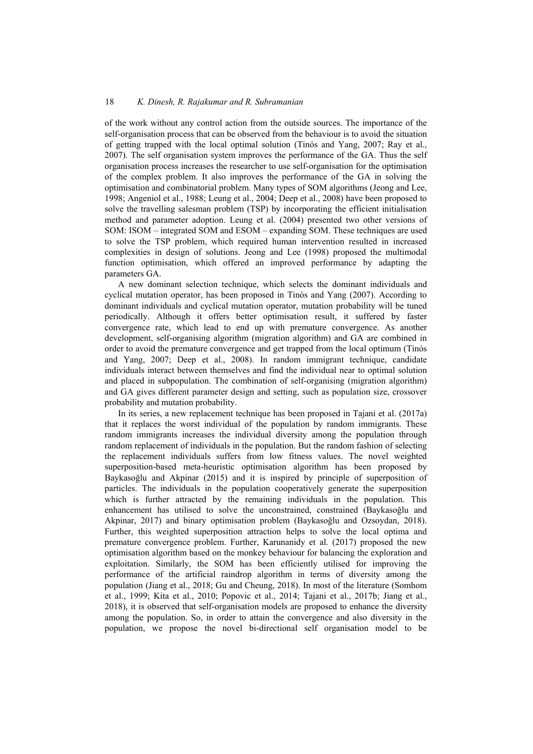of the work without any control action from the outside sources. The importance of the self-organisation process that can be observed from the behaviour is to avoid the situation of getting trapped with the local optimal solution (Tinós and Yang, 2007; Ray et al., 2007). The self organisation system improves the performance of the GA. Thus the self organisation process increases the researcher to use self-organisation for the optimisation of the complex problem. It also improves the performance of the GA in solving the optimisation and combinatorial problem. Many types of SOM algorithms (Jeong and Lee, 1998; Angeniol et al., 1988; Leung et al., 2004; Deep et al., 2008) have been proposed to solve the travelling salesman problem (TSP) by incorporating the efficient initialisation method and parameter adoption. Leung et al. (2004) presented two other versions of SOM: ISOM – integrated SOM and ESOM – expanding SOM. These techniques are used to solve the TSP problem, which required human intervention resulted in increased complexities in design of solutions. Jeong and Lee (1998) proposed the multimodal function optimisation, which offered an improved performance by adapting the parameters GA.

A new dominant selection technique, which selects the dominant individuals and cyclical mutation operator, has been proposed in Tinós and Yang (2007). According to dominant individuals and cyclical mutation operator, mutation probability will be tuned periodically. Although it offers better optimisation result, it suffered by faster convergence rate, which lead to end up with premature convergence. As another development, self-organising algorithm (migration algorithm) and GA are combined in order to avoid the premature convergence and get trapped from the local optimum (Tinós and Yang, 2007; Deep et al., 2008). In random immigrant technique, candidate individuals interact between themselves and find the individual near to optimal solution and placed in subpopulation. The combination of self-organising (migration algorithm) and GA gives different parameter design and setting, such as population size, crossover probability and mutation probability.

In its series, a new replacement technique has been proposed in Tajani et al. (2017a) that it replaces the worst individual of the population by random immigrants. These random immigrants increases the individual diversity among the population through random replacement of individuals in the population. But the random fashion of selecting the replacement individuals suffers from low fitness values. The novel weighted superposition-based meta-heuristic optimisation algorithm has been proposed by Baykasoğlu and Akpinar (2015) and it is inspired by principle of superposition of particles. The individuals in the population cooperatively generate the superposition which is further attracted by the remaining individuals in the population. This enhancement has utilised to solve the unconstrained, constrained (Baykasoğlu and Akpinar, 2017) and binary optimisation problem (Baykasoğlu and Ozsoydan, 2018). Further, this weighted superposition attraction helps to solve the local optima and premature convergence problem. Further, Karunanidy et al. (2017) proposed the new optimisation algorithm based on the monkey behaviour for balancing the exploration and exploitation. Similarly, the SOM has been efficiently utilised for improving the performance of the artificial raindrop algorithm in terms of diversity among the population (Jiang et al., 2018; Gu and Cheung, 2018). In most of the literature (Somhom et al., 1999; Kita et al., 2010; Popovic et al., 2014; Tajani et al., 2017b; Jiang et al., 2018), it is observed that self-organisation models are proposed to enhance the diversity among the population. So, in order to attain the convergence and also diversity in the population, we propose the novel bi-directional self organisation model to be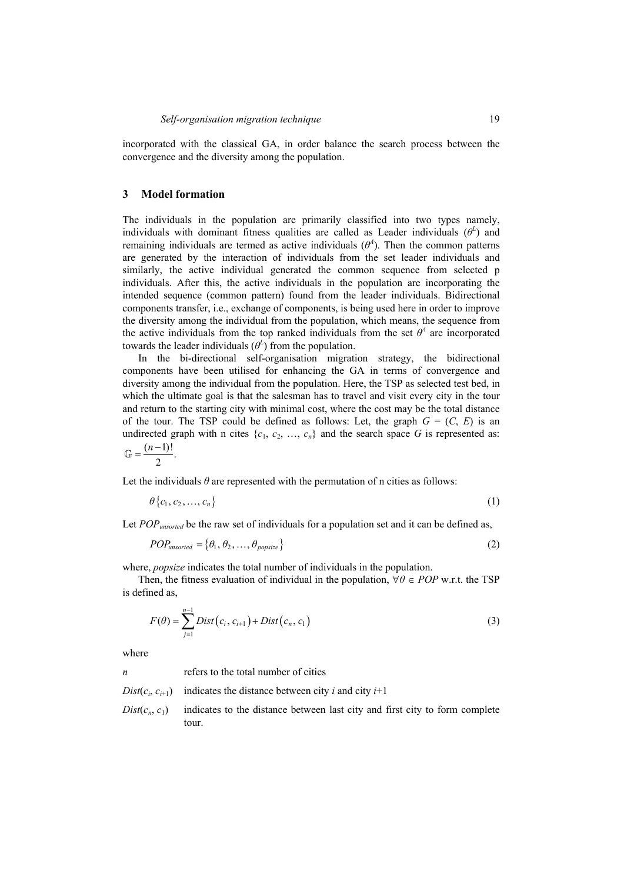incorporated with the classical GA, in order balance the search process between the convergence and the diversity among the population.

## 3 Model formation

The individuals in the population are primarily classified into two types namely, individuals with dominant fitness qualities are called as Leader individuals ($\theta^L$) and remaining individuals are termed as active individuals ($\theta^A$). Then the common patterns are generated by the interaction of individuals from the set leader individuals and similarly, the active individual generated the common sequence from selected p individuals. After this, the active individuals in the population are incorporating the intended sequence (common pattern) found from the leader individuals. Bidirectional components transfer, i.e., exchange of components, is being used here in order to improve the diversity among the individual from the population, which means, the sequence from the active individuals from the top ranked individuals from the set $\theta^A$ are incorporated towards the leader individuals ($\theta^L$) from the population.

In the bi-directional self-organisation migration strategy, the bidirectional components have been utilised for enhancing the GA in terms of convergence and diversity among the individual from the population. Here, the TSP as selected test bed, in which the ultimate goal is that the salesman has to travel and visit every city in the tour and return to the starting city with minimal cost, where the cost may be the total distance of the tour. The TSP could be defined as follows: Let, the graph $G = (C, E)$ is an undirected graph with n cites $\{c_1, c_2, \ldots, c_n\}$ and the search space $G$ is represented as: $\mathbb{G} = \frac{(n-1)!}{2}$.

Let the individuals $\theta$ are represented with the permutation of n cities as follows:

$$\theta\{c_1, c_2, \ldots, c_n\} \tag{1}$$

Let $POP_{unsorted}$ be the raw set of individuals for a population set and it can be defined as,

$$POP_{unsorted} = \{\theta_1, \theta_2, \ldots, \theta_{popsize}\} \tag{2}$$

where, *popsize* indicates the total number of individuals in the population.

Then, the fitness evaluation of individual in the population, $\forall \theta \in POP$ w.r.t. the TSP is defined as,

$$F(\theta) = \sum_{j=1}^{n-1} Dist(c_i, c_{i+1}) + Dist(c_n, c_1) \tag{3}$$

where

$n$ refers to the total number of cities

$Dist(c_i, c_{i+1})$ indicates the distance between city $i$ and city $i$+1

$Dist(c_n, c_1)$ indicates to the distance between last city and first city to form complete tour.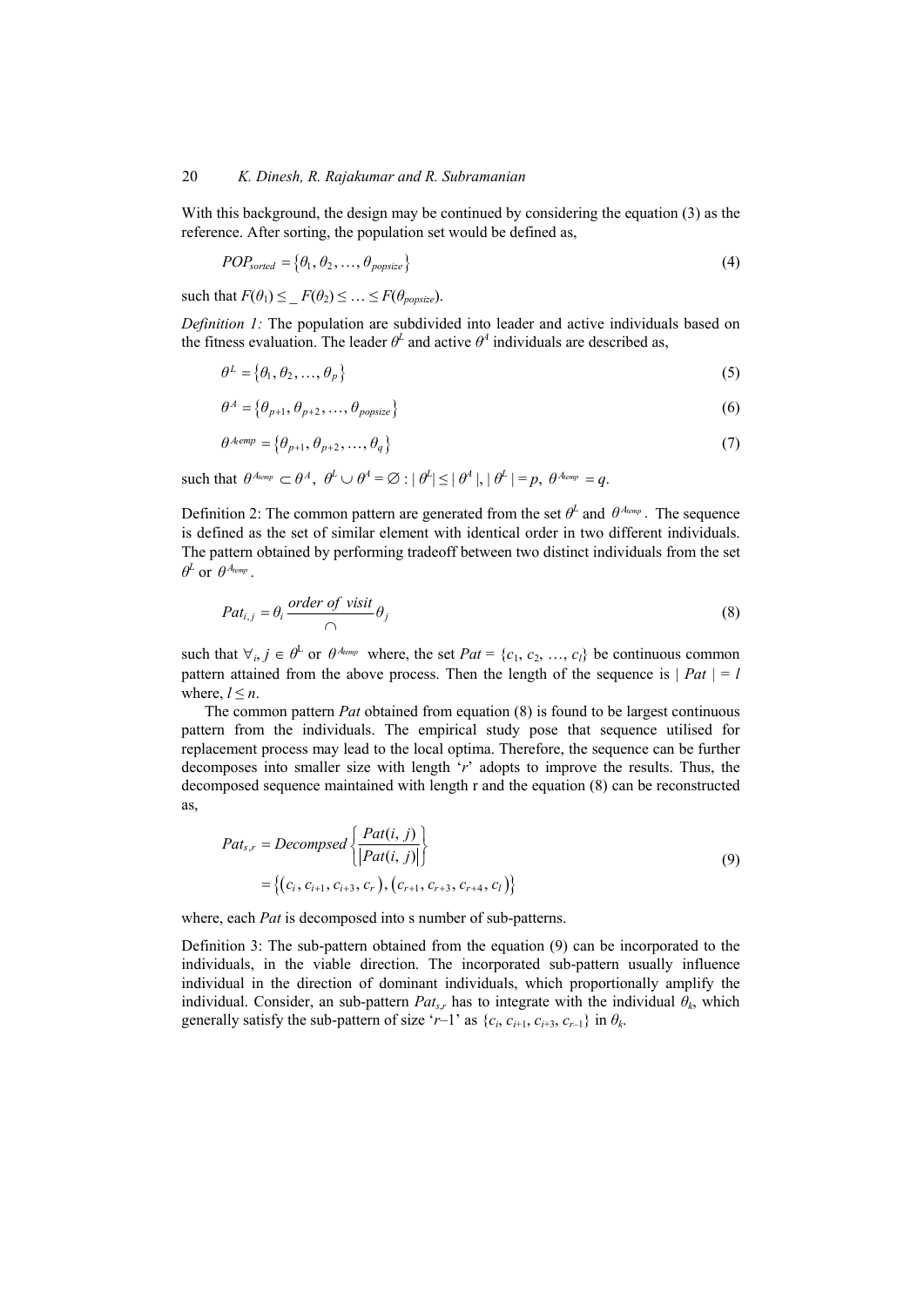With this background, the design may be continued by considering the equation (3) as the reference. After sorting, the population set would be defined as,

$$POP_{sorted} = \{\theta_1, \theta_2, \ldots, \theta_{popsize}\} \tag{4}$$

such that $F(\theta_1) \leq \_ F(\theta_2) \leq \ldots \leq F(\theta_{popsize})$.

*Definition 1:* The population are subdivided into leader and active individuals based on the fitness evaluation. The leader $\theta^L$ and active $\theta^A$ individuals are described as,

$$\theta^L = \{\theta_1, \theta_2, \ldots, \theta_p\} \tag{5}$$

$$\theta^A = \{\theta_{p+1}, \theta_{p+2}, \ldots, \theta_{popsize}\} \tag{6}$$

$$\theta^{A_{temp}} = \{\theta_{p+1}, \theta_{p+2}, \ldots, \theta_q\} \tag{7}$$

such that $\theta^{A_{temp}} \subset \theta^A$, $\theta^L \cup \theta^A = \varnothing : |\theta^L| \leq |\theta^A|, |\theta^L| = p, \theta^{A_{temp}} = q$.

Definition 2: The common pattern are generated from the set $\theta^L$ and $\theta^{A_{temp}}$. The sequence is defined as the set of similar element with identical order in two different individuals. The pattern obtained by performing tradeoff between two distinct individuals from the set $\theta^L$ or $\theta^{A_{temp}}$.

$$Pat_{i,j} = \theta_i \underset{\cap}{\overset{order\ of\ visit}{\longrightarrow}} \theta_j \tag{8}$$

such that $\forall_i, j \in \theta^L$ or $\theta^{A_{temp}}$ where, the set $Pat = \{c_1, c_2, \ldots, c_l\}$ be continuous common pattern attained from the above process. Then the length of the sequence is $|Pat| = l$ where, $l \leq n$.

The common pattern *Pat* obtained from equation (8) is found to be largest continuous pattern from the individuals. The empirical study pose that sequence utilised for replacement process may lead to the local optima. Therefore, the sequence can be further decomposes into smaller size with length '$r$' adopts to improve the results. Thus, the decomposed sequence maintained with length r and the equation (8) can be reconstructed as,

$$\begin{aligned} Pat_{s,r} &= Decompsed\left\{\frac{Pat(i, j)}{|Pat(i, j)|}\right\} \\ &= \{(c_i, c_{i+1}, c_{i+3}, c_r), (c_{r+1}, c_{r+3}, c_{r+4}, c_l)\} \end{aligned} \tag{9}$$

where, each *Pat* is decomposed into s number of sub-patterns.

Definition 3: The sub-pattern obtained from the equation (9) can be incorporated to the individuals, in the viable direction. The incorporated sub-pattern usually influence individual in the direction of dominant individuals, which proportionally amplify the individual. Consider, an sub-pattern $Pat_{s,r}$ has to integrate with the individual $\theta_k$, which generally satisfy the sub-pattern of size '$r$–1' as $\{c_i, c_{i+1}, c_{i+3}, c_{r-1}\}$ in $\theta_k$.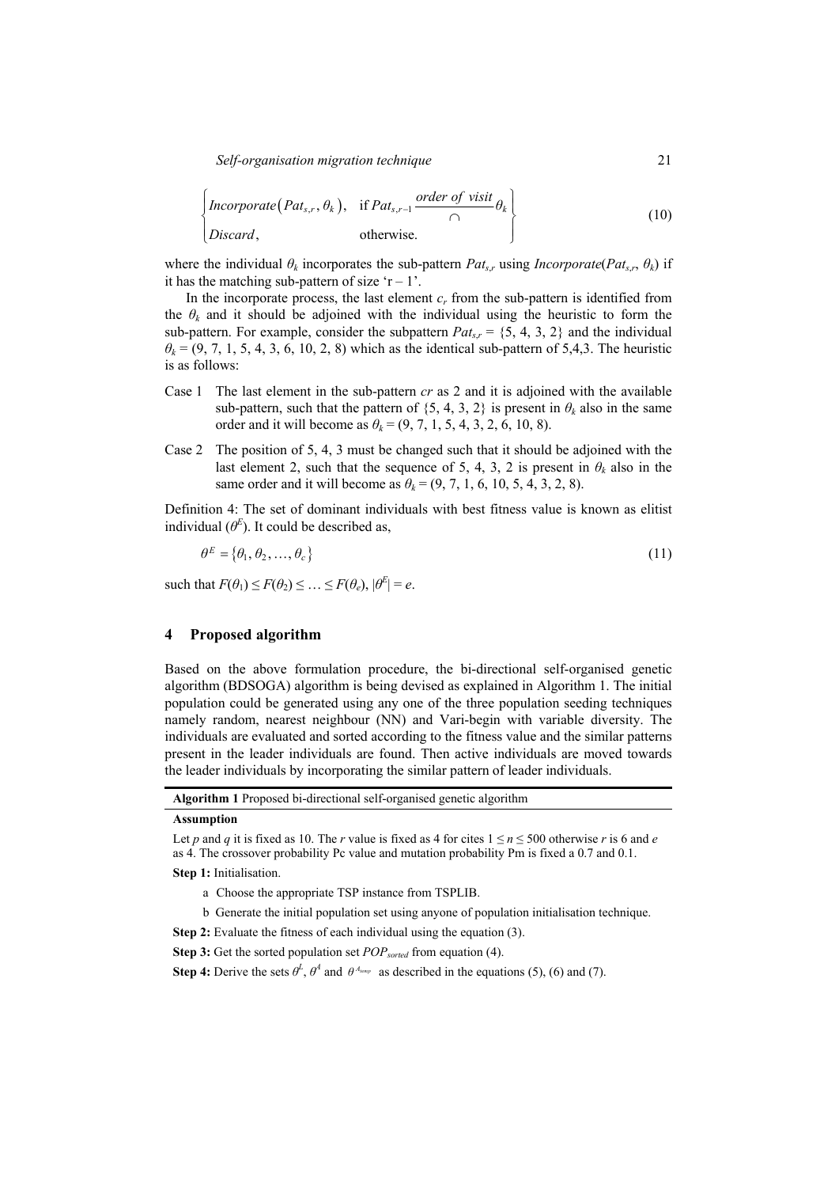$$\begin{cases} Incorporate\left(Pat_{s,r}, \theta_k\right), & \text{if } Pat_{s,r-1} \xrightarrow[\cap]{order\ of\ visit} \theta_k \\ Discard, & \text{otherwise.} \end{cases} \tag{10}$$

where the individual $\theta_k$ incorporates the sub-pattern $Pat_{s,r}$ using $Incorporate(Pat_{s,r}, \theta_k)$ if it has the matching sub-pattern of size '$r - 1$'.

In the incorporate process, the last element $c_r$ from the sub-pattern is identified from the $\theta_k$ and it should be adjoined with the individual using the heuristic to form the sub-pattern. For example, consider the subpattern $Pat_{s,r} = \{5, 4, 3, 2\}$ and the individual $\theta_k = (9, 7, 1, 5, 4, 3, 6, 10, 2, 8)$ which as the identical sub-pattern of 5,4,3. The heuristic is as follows:

- Case 1 The last element in the sub-pattern *cr* as 2 and it is adjoined with the available sub-pattern, such that the pattern of {5, 4, 3, 2} is present in $\theta_k$ also in the same order and it will become as $\theta_k = (9, 7, 1, 5, 4, 3, 2, 6, 10, 8)$.
- Case 2 The position of 5, 4, 3 must be changed such that it should be adjoined with the last element 2, such that the sequence of 5, 4, 3, 2 is present in $\theta_k$ also in the same order and it will become as $\theta_k = (9, 7, 1, 6, 10, 5, 4, 3, 2, 8)$.

Definition 4: The set of dominant individuals with best fitness value is known as elitist individual ($\theta^E$). It could be described as,

$$\theta^E = \{\theta_1, \theta_2, \ldots, \theta_c\} \tag{11}$$

such that $F(\theta_1) \leq F(\theta_2) \leq \ldots \leq F(\theta_e)$, $|\theta^E| = e$.

## 4 Proposed algorithm

Based on the above formulation procedure, the bi-directional self-organised genetic algorithm (BDSOGA) algorithm is being devised as explained in Algorithm 1. The initial population could be generated using any one of the three population seeding techniques namely random, nearest neighbour (NN) and Vari-begin with variable diversity. The individuals are evaluated and sorted according to the fitness value and the similar patterns present in the leader individuals are found. Then active individuals are moved towards the leader individuals by incorporating the similar pattern of leader individuals.

**Algorithm 1** Proposed bi-directional self-organised genetic algorithm

**Assumption**

Let *p* and *q* it is fixed as 10. The *r* value is fixed as 4 for cites $1 \leq n \leq 500$ otherwise *r* is 6 and *e* as 4. The crossover probability Pc value and mutation probability Pm is fixed a 0.7 and 0.1.

**Step 1:** Initialisation.

a Choose the appropriate TSP instance from TSPLIB.

b Generate the initial population set using anyone of population initialisation technique.

**Step 2:** Evaluate the fitness of each individual using the equation (3).

**Step 3:** Get the sorted population set $POP_{sorted}$ from equation (4).

**Step 4:** Derive the sets $\theta^L$, $\theta^A$ and $\theta^{A_{temp}}$ as described in the equations (5), (6) and (7).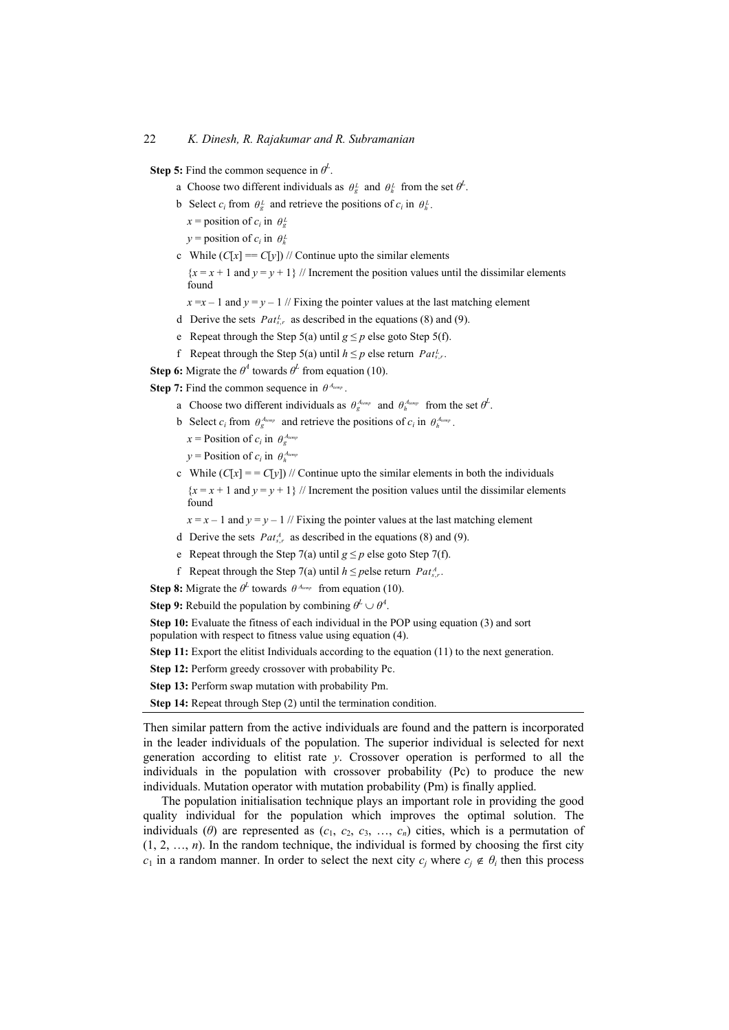**Step 5:** Find the common sequence in $\theta^L$.

a Choose two different individuals as $\theta_g^L$ and $\theta_h^L$ from the set $\theta^L$.

b Select $c_i$ from $\theta_g^L$ and retrieve the positions of $c_i$ in $\theta_h^L$.

$x$ = position of $c_i$ in $\theta_g^L$

$y$ = position of $c_i$ in $\theta_h^L$

c While ($C[x] == C[y]$) // Continue upto the similar elements

{$x = x + 1$ and $y = y + 1$} // Increment the position values until the dissimilar elements found

$x = x - 1$ and $y = y - 1$ // Fixing the pointer values at the last matching element

d Derive the sets $Pat_{s,r}^L$ as described in the equations (8) and (9).

e Repeat through the Step 5(a) until $g \leq p$ else goto Step 5(f).

f Repeat through the Step 5(a) until $h \leq p$ else return $Pat_{s,r}^L$.

**Step 6:** Migrate the $\theta^A$ towards $\theta^L$ from equation (10).

**Step 7:** Find the common sequence in $\theta^{A_{temp}}$.

a Choose two different individuals as $\theta_g^{A_{temp}}$ and $\theta_h^{A_{temp}}$ from the set $\theta^L$.

b Select $c_i$ from $\theta_g^{A_{temp}}$ and retrieve the positions of $c_i$ in $\theta_h^{A_{temp}}$.

$x$ = Position of $c_i$ in $\theta_g^{A_{temp}}$

$y$ = Position of $c_i$ in $\theta_h^{A_{temp}}$

c While ($C[x] = = C[y]$) // Continue upto the similar elements in both the individuals

{$x = x + 1$ and $y = y + 1$} // Increment the position values until the dissimilar elements found

$x = x - 1$ and $y = y - 1$ // Fixing the pointer values at the last matching element

d Derive the sets $Pat_{s,r}^A$ as described in the equations (8) and (9).

e Repeat through the Step 7(a) until $g \leq p$ else goto Step 7(f).

f Repeat through the Step 7(a) until $h \leq p$else return $Pat_{s,r}^A$.

**Step 8:** Migrate the $\theta^L$ towards $\theta^{A_{temp}}$ from equation (10).

**Step 9:** Rebuild the population by combining $\theta^L \cup \theta^A$.

**Step 10:** Evaluate the fitness of each individual in the POP using equation (3) and sort population with respect to fitness value using equation (4).

**Step 11:** Export the elitist Individuals according to the equation (11) to the next generation.

**Step 12:** Perform greedy crossover with probability Pc.

**Step 13:** Perform swap mutation with probability Pm.

**Step 14:** Repeat through Step (2) until the termination condition.

Then similar pattern from the active individuals are found and the pattern is incorporated in the leader individuals of the population. The superior individual is selected for next generation according to elitist rate $y$. Crossover operation is performed to all the individuals in the population with crossover probability (Pc) to produce the new individuals. Mutation operator with mutation probability (Pm) is finally applied.

The population initialisation technique plays an important role in providing the good quality individual for the population which improves the optimal solution. The individuals ($\theta$) are represented as ($c_1$, $c_2$, $c_3$, …, $c_n$) cities, which is a permutation of (1, 2, …, $n$). In the random technique, the individual is formed by choosing the first city $c_1$ in a random manner. In order to select the next city $c_j$ where $c_j \notin \theta_i$ then this process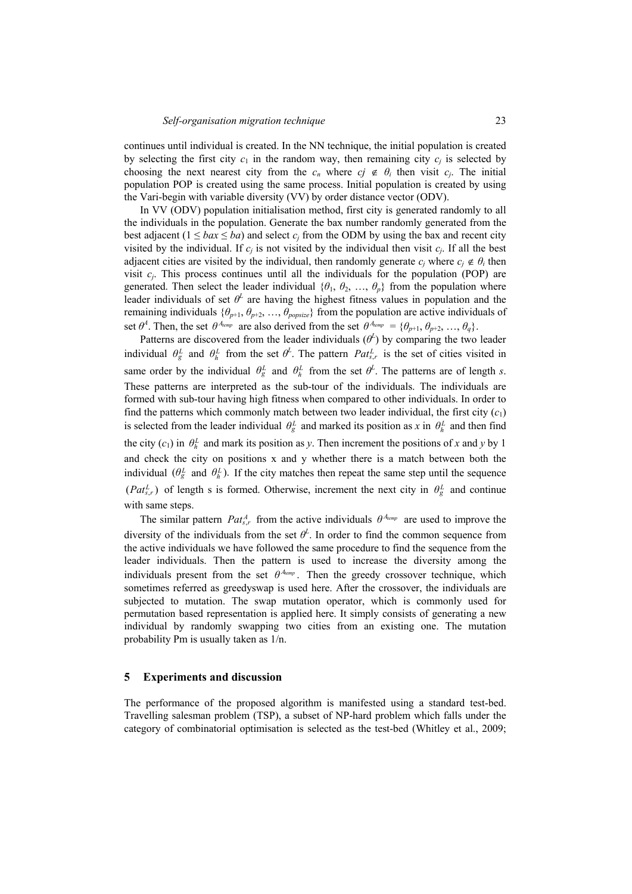continues until individual is created. In the NN technique, the initial population is created by selecting the first city $c_1$ in the random way, then remaining city $c_j$ is selected by choosing the next nearest city from the $c_n$ where $cj \notin \theta_i$ then visit $c_j$. The initial population POP is created using the same process. Initial population is created by using the Vari-begin with variable diversity (VV) by order distance vector (ODV).

In VV (ODV) population initialisation method, first city is generated randomly to all the individuals in the population. Generate the bax number randomly generated from the best adjacent ($1 \leq bax \leq ba$) and select $c_j$ from the ODM by using the bax and recent city visited by the individual. If $c_j$ is not visited by the individual then visit $c_j$. If all the best adjacent cities are visited by the individual, then randomly generate $c_j$ where $c_j \notin \theta_i$ then visit $c_j$. This process continues until all the individuals for the population (POP) are generated. Then select the leader individual $\{\theta_1, \theta_2, \ldots, \theta_p\}$ from the population where leader individuals of set $\theta^L$ are having the highest fitness values in population and the remaining individuals $\{\theta_{p+1}, \theta_{p+2}, \ldots, \theta_{popsize}\}$ from the population are active individuals of set $\theta^A$. Then, the set $\theta^{A_{temp}}$ are also derived from the set $\theta^{A_{temp}} = \{\theta_{p+1}, \theta_{p+2}, \ldots, \theta_q\}$.

Patterns are discovered from the leader individuals ($\theta^L$) by comparing the two leader individual $\theta_g^L$ and $\theta_h^L$ from the set $\theta^L$. The pattern $Pat_{s,r}^L$ is the set of cities visited in same order by the individual $\theta_g^L$ and $\theta_h^L$ from the set $\theta^L$. The patterns are of length $s$. These patterns are interpreted as the sub-tour of the individuals. The individuals are formed with sub-tour having high fitness when compared to other individuals. In order to find the patterns which commonly match between two leader individual, the first city ($c_1$) is selected from the leader individual $\theta_g^L$ and marked its position as $x$ in $\theta_h^L$ and then find the city ($c_1$) in $\theta_h^L$ and mark its position as $y$. Then increment the positions of $x$ and $y$ by 1 and check the city on positions x and y whether there is a match between both the individual ($\theta_g^L$ and $\theta_h^L$). If the city matches then repeat the same step until the sequence ($Pat_{s,r}^L$) of length s is formed. Otherwise, increment the next city in $\theta_g^L$ and continue with same steps.

The similar pattern $Pat_{s,r}^A$ from the active individuals $\theta^{A_{temp}}$ are used to improve the diversity of the individuals from the set $\theta^L$. In order to find the common sequence from the active individuals we have followed the same procedure to find the sequence from the leader individuals. Then the pattern is used to increase the diversity among the individuals present from the set $\theta^{A_{temp}}$. Then the greedy crossover technique, which sometimes referred as greedyswap is used here. After the crossover, the individuals are subjected to mutation. The swap mutation operator, which is commonly used for permutation based representation is applied here. It simply consists of generating a new individual by randomly swapping two cities from an existing one. The mutation probability Pm is usually taken as 1/n.

## 5 Experiments and discussion

The performance of the proposed algorithm is manifested using a standard test-bed. Travelling salesman problem (TSP), a subset of NP-hard problem which falls under the category of combinatorial optimisation is selected as the test-bed (Whitley et al., 2009;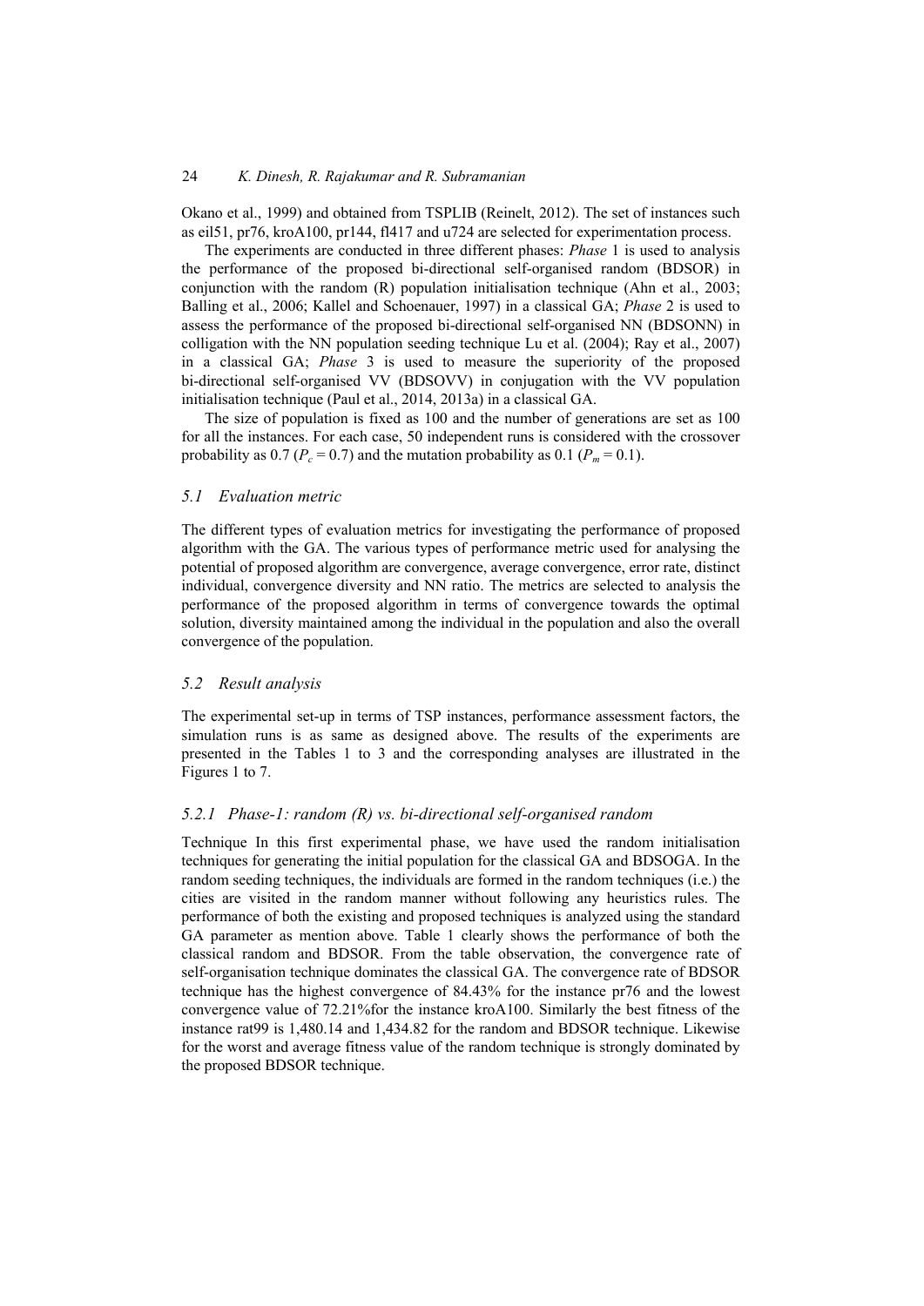Okano et al., 1999) and obtained from TSPLIB (Reinelt, 2012). The set of instances such as eil51, pr76, kroA100, pr144, fl417 and u724 are selected for experimentation process.

The experiments are conducted in three different phases: *Phase* 1 is used to analysis the performance of the proposed bi-directional self-organised random (BDSOR) in conjunction with the random (R) population initialisation technique (Ahn et al., 2003; Balling et al., 2006; Kallel and Schoenauer, 1997) in a classical GA; *Phase* 2 is used to assess the performance of the proposed bi-directional self-organised NN (BDSONN) in colligation with the NN population seeding technique Lu et al. (2004); Ray et al., 2007) in a classical GA; *Phase* 3 is used to measure the superiority of the proposed bi-directional self-organised VV (BDSOVV) in conjugation with the VV population initialisation technique (Paul et al., 2014, 2013a) in a classical GA.

The size of population is fixed as 100 and the number of generations are set as 100 for all the instances. For each case, 50 independent runs is considered with the crossover probability as 0.7 ($P_c = 0.7$) and the mutation probability as 0.1 ($P_m = 0.1$).

### 5.1 *Evaluation metric*

The different types of evaluation metrics for investigating the performance of proposed algorithm with the GA. The various types of performance metric used for analysing the potential of proposed algorithm are convergence, average convergence, error rate, distinct individual, convergence diversity and NN ratio. The metrics are selected to analysis the performance of the proposed algorithm in terms of convergence towards the optimal solution, diversity maintained among the individual in the population and also the overall convergence of the population.

### 5.2 *Result analysis*

The experimental set-up in terms of TSP instances, performance assessment factors, the simulation runs is as same as designed above. The results of the experiments are presented in the Tables 1 to 3 and the corresponding analyses are illustrated in the Figures 1 to 7.

#### 5.2.1 *Phase-1: random (R) vs. bi-directional self-organised random*

Technique In this first experimental phase, we have used the random initialisation techniques for generating the initial population for the classical GA and BDSOGA. In the random seeding techniques, the individuals are formed in the random techniques (i.e.) the cities are visited in the random manner without following any heuristics rules. The performance of both the existing and proposed techniques is analyzed using the standard GA parameter as mention above. Table 1 clearly shows the performance of both the classical random and BDSOR. From the table observation, the convergence rate of self-organisation technique dominates the classical GA. The convergence rate of BDSOR technique has the highest convergence of 84.43% for the instance pr76 and the lowest convergence value of 72.21%for the instance kroA100. Similarly the best fitness of the instance rat99 is 1,480.14 and 1,434.82 for the random and BDSOR technique. Likewise for the worst and average fitness value of the random technique is strongly dominated by the proposed BDSOR technique.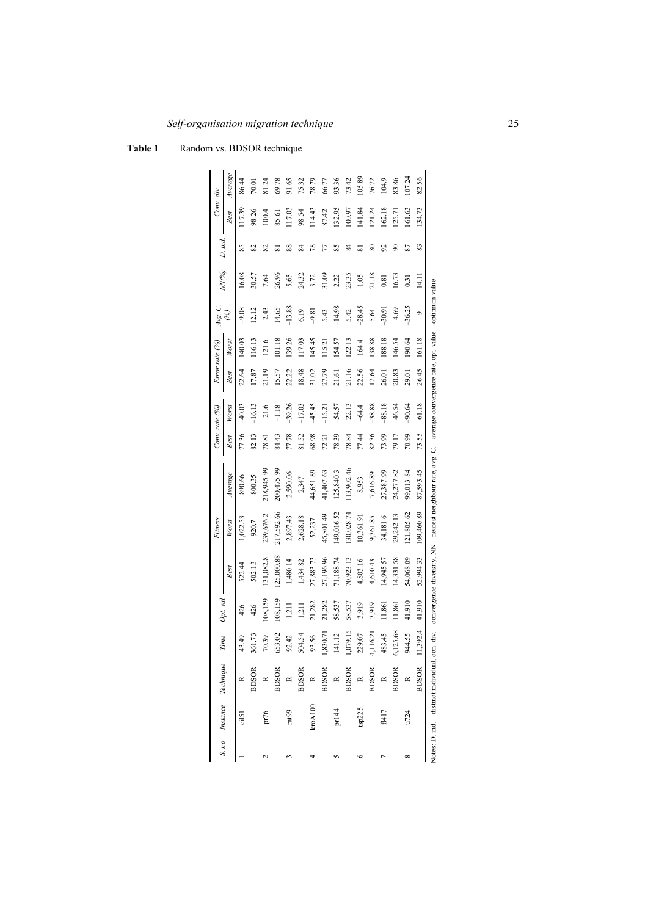**Table 1** Random vs. BDSOR technique

| S. no | Instance | Technique | Time | Opt. val | Fitness | | | Conv. rate (%) | | Error rate (%) | | Avg. C. (%) | NN(%) | D. ind. | Conv. div. | |
|---|---|---|---|---|---|---|---|---|---|---|---|---|---|---|---|---|
| | | | | | Best | Worst | Average | Best | Worst | Best | Worst | | | | Best | Average |
| 1 | eil51 | R | 43.49 | 426 | 522.44 | 1,022.53 | 890.66 | 77.36 | –40.03 | 22.64 | 140.03 | –9.08 | 16.08 | 85 | 117.39 | 86.44 |
| | | BDSOR | 361.73 | 426 | 502.13 | 920.7 | 800.35 | 82.13 | –16.13 | 17.87 | 116.13 | 12.12 | 30.57 | 82 | 98.26 | 70.01 |
| 2 | pr76 | R | 70.39 | 108,159 | 131,082.8 | 239,676.2 | 218,945.99 | 78.81 | –21.6 | 21.19 | 121.6 | –2.43 | 7.64 | 82 | 100.4 | 81.24 |
| | | BDSOR | 653.02 | 108,159 | 125,000.88 | 217,592.66 | 200,475.99 | 84.43 | –1.18 | 15.57 | 101.18 | 14.65 | 26.96 | 81 | 85.61 | 69.78 |
| 3 | rat99 | R | 92.42 | 1,211 | 1,480.14 | 2,897.43 | 2,590.06 | 77.78 | –39.26 | 22.22 | 139.26 | –13.88 | 5.65 | 88 | 117.03 | 91.65 |
| | | BDSOR | 504.54 | 1,211 | 1,434.82 | 2,628.18 | 2,347 | 81.52 | –17.03 | 18.48 | 117.03 | 6.19 | 24.32 | 84 | 98.54 | 75.32 |
| 4 | kroA100 | R | 93.56 | 21,282 | 27,883.73 | 52,237 | 44,651.89 | 68.98 | –45.45 | 31.02 | 145.45 | –9.81 | 3.72 | 78 | 114.43 | 78.79 |
| | | BDSOR | 1,830.71 | 21,282 | 27,196.96 | 45,801.49 | 41,407.63 | 72.21 | –15.21 | 27.79 | 115.21 | 5.43 | 31.09 | 77 | 87.42 | 66.77 |
| 5 | pr144 | R | 141.12 | 58,537 | 71,188.74 | 149,016.52 | 125,840.3 | 78.39 | –54.57 | 21.61 | 154.57 | –14.98 | 2.22 | 85 | 132.95 | 93.36 |
| | | BDSOR | 1,079.15 | 58,537 | 70,923.13 | 130,028.74 | 113,902.46 | 78.84 | –22.13 | 21.16 | 122.13 | 5.42 | 23.35 | 84 | 100.97 | 73.42 |
| 6 | tsp225 | R | 229.07 | 3,919 | 4,803.16 | 10,361.91 | 8,953 | 77.44 | –64.4 | 22.56 | 164.4 | –28.45 | 1.05 | 81 | 141.84 | 105.89 |
| | | BDSOR | 4,116.21 | 3,919 | 4,610.43 | 9,361.85 | 7,616.89 | 82.36 | –38.88 | 17.64 | 138.88 | 5.64 | 21.18 | 80 | 121.24 | 76.72 |
| 7 | fl417 | R | 483.45 | 11,861 | 14,945.57 | 34,181.6 | 27,387.99 | 73.99 | –88.18 | 26.01 | 188.18 | –30.91 | 0.81 | 92 | 162.18 | 104.9 |
| | | BDSOR | 6,125.68 | 11,861 | 14,331.58 | 29,242.13 | 24,277.82 | 79.17 | –46.54 | 20.83 | 146.54 | –4.69 | 16.73 | 90 | 125.71 | 83.86 |
| 8 | u724 | R | 944.55 | 41,910 | 54,068.09 | 121,805.62 | 99,013.84 | 70.99 | –90.64 | 29.01 | 190.64 | –36.25 | 0.31 | 87 | 161.63 | 107.24 |
| | | BDSOR | 11,392.4 | 41,910 | 52,994.33 | 109,460.89 | 87,593.45 | 73.55 | –61.18 | 26.45 | 161.18 | –9 | 14.11 | 83 | 134.73 | 82.56 |

Notes: D. ind. – distinct individual, con. div. – convergence diversity, NN – nearest neighbour rate, avg. C. – average convergence rate, opt. value – optimum value.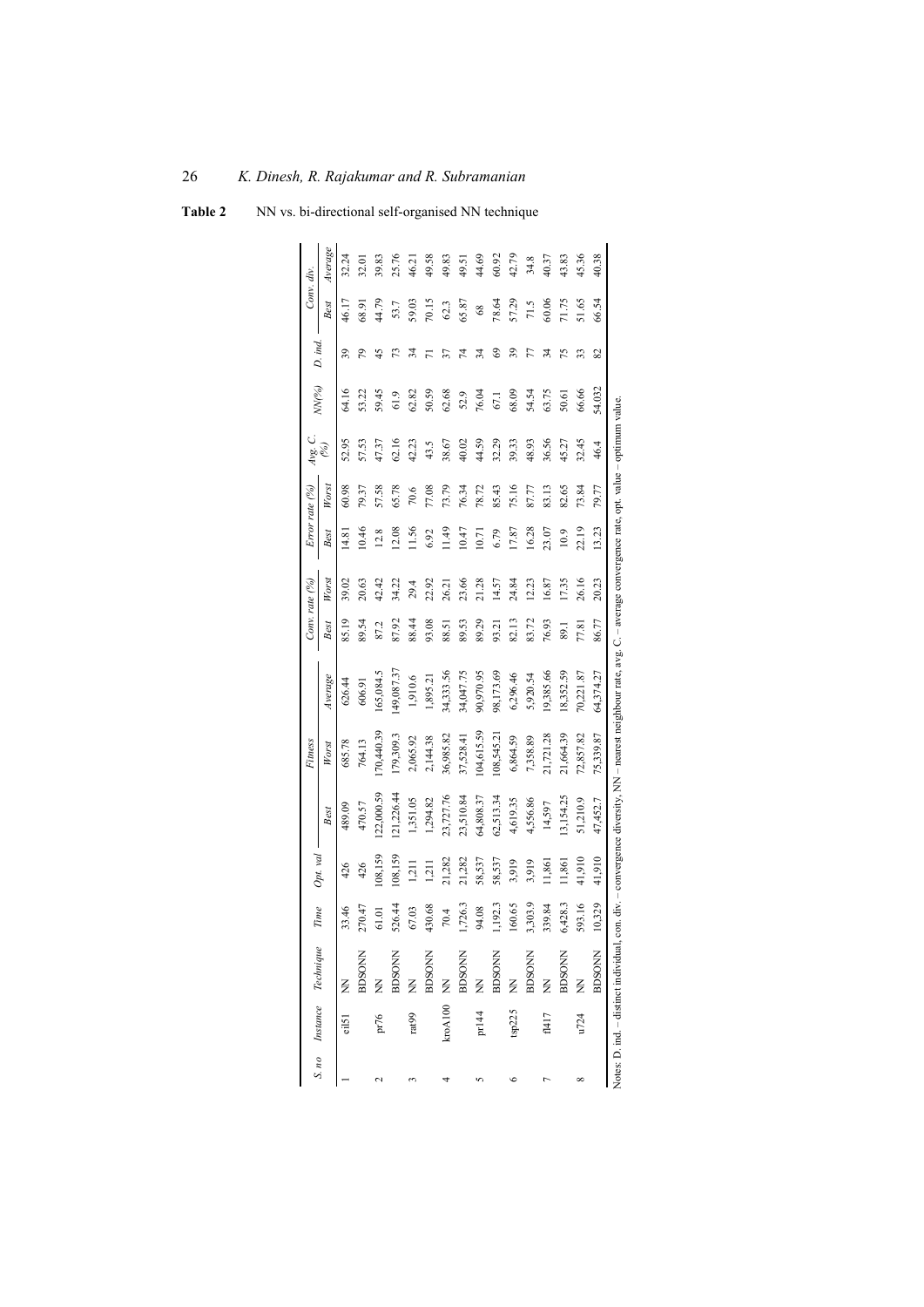**Table 2** NN vs. bi-directional self-organised NN technique

| S. no | Instance | Technique | Time | Opt. val | Fitness | | | Conv. rate (%) | | Error rate (%) | | Avg. C. (%) | NN(%) | D. ind. | Conv. div. | |
|---|---|---|---|---|---|---|---|---|---|---|---|---|---|---|---|---|
| | | | | | Best | Worst | Average | Best | Worst | Best | Worst | | | | Best | Average |
| 1 | eil51 | NN | 33.46 | 426 | 489.09 | 685.78 | 626.44 | 85.19 | 39.02 | 14.81 | 60.98 | 52.95 | 64.16 | 39 | 46.17 | 32.24 |
| | | BDSONN | 270.47 | 426 | 470.57 | 764.13 | 606.91 | 89.54 | 20.63 | 10.46 | 79.37 | 57.53 | 53.22 | 79 | 68.91 | 32.01 |
| 2 | pr76 | NN | 61.01 | 108,159 | 122,000.59 | 170,440.39 | 165,084.5 | 87.2 | 42.42 | 12.8 | 57.58 | 47.37 | 59.45 | 45 | 44.79 | 39.83 |
| | | BDSONN | 526.44 | 108,159 | 121,226.44 | 179,309.3 | 149,087.37 | 87.92 | 34.22 | 12.08 | 65.78 | 62.16 | 61.9 | 73 | 53.7 | 25.76 |
| 3 | rat99 | NN | 67.03 | 1,211 | 1,351.05 | 2,065.92 | 1,910.6 | 88.44 | 29.4 | 11.56 | 70.6 | 42.23 | 62.82 | 34 | 59.03 | 46.21 |
| | | BDSONN | 430.68 | 1,211 | 1,294.82 | 2,144.38 | 1,895.21 | 93.08 | 22.92 | 6.92 | 77.08 | 43.5 | 50.59 | 71 | 70.15 | 49.58 |
| 4 | kroA100 | NN | 70.4 | 21,282 | 23,727.76 | 36,985.82 | 34,333.56 | 88.51 | 26.21 | 11.49 | 73.79 | 38.67 | 62.68 | 37 | 62.3 | 49.83 |
| | | BDSONN | 1,726.3 | 21,282 | 23,510.84 | 37,528.41 | 34,047.75 | 89.53 | 23.66 | 10.47 | 76.34 | 40.02 | 52.9 | 74 | 65.87 | 49.51 |
| 5 | pr144 | NN | 94.08 | 58,537 | 64,808.37 | 104,615.59 | 90,970.95 | 89.29 | 21.28 | 10.71 | 78.72 | 44.59 | 76.04 | 34 | 68 | 44.69 |
| | | BDSONN | 1,192.3 | 58,537 | 62,513.34 | 108,545.21 | 98,173.69 | 93.21 | 14.57 | 6.79 | 85.43 | 32.29 | 67.1 | 69 | 78.64 | 60.92 |
| 6 | tsp225 | NN | 160.65 | 3,919 | 4,619.35 | 6,864.59 | 6,296.46 | 82.13 | 24.84 | 17.87 | 75.16 | 39.33 | 68.09 | 39 | 57.29 | 42.79 |
| | | BDSONN | 3,303.9 | 3,919 | 4,556.86 | 7,358.89 | 5,920.54 | 83.72 | 12.23 | 16.28 | 87.77 | 48.93 | 54.54 | 77 | 71.5 | 34.8 |
| 7 | fl417 | NN | 339.84 | 11,861 | 14,597 | 21,721.28 | 19,385.66 | 76.93 | 16.87 | 23.07 | 83.13 | 36.56 | 63.75 | 34 | 60.06 | 40.37 |
| | | BDSONN | 6,428.3 | 11,861 | 13,154.25 | 21,664.39 | 18,352.59 | 89.1 | 17.35 | 10.9 | 82.65 | 45.27 | 50.61 | 75 | 71.75 | 43.83 |
| 8 | u724 | NN | 593.16 | 41,910 | 51,210.9 | 72,857.82 | 70,221.87 | 77.81 | 26.16 | 22.19 | 73.84 | 32.45 | 66.66 | 33 | 51.65 | 45.36 |
| | | BDSONN | 10,329 | 41,910 | 47,452.7 | 75,339.87 | 64,374.27 | 86.77 | 20.23 | 13.23 | 79.77 | 46.4 | 54.032 | 82 | 66.54 | 40.38 |

Notes: D. ind. – distinct individual, con. div. – convergence diversity, NN – nearest neighbour rate, avg. C. – average convergence rate, opt. value – optimum value.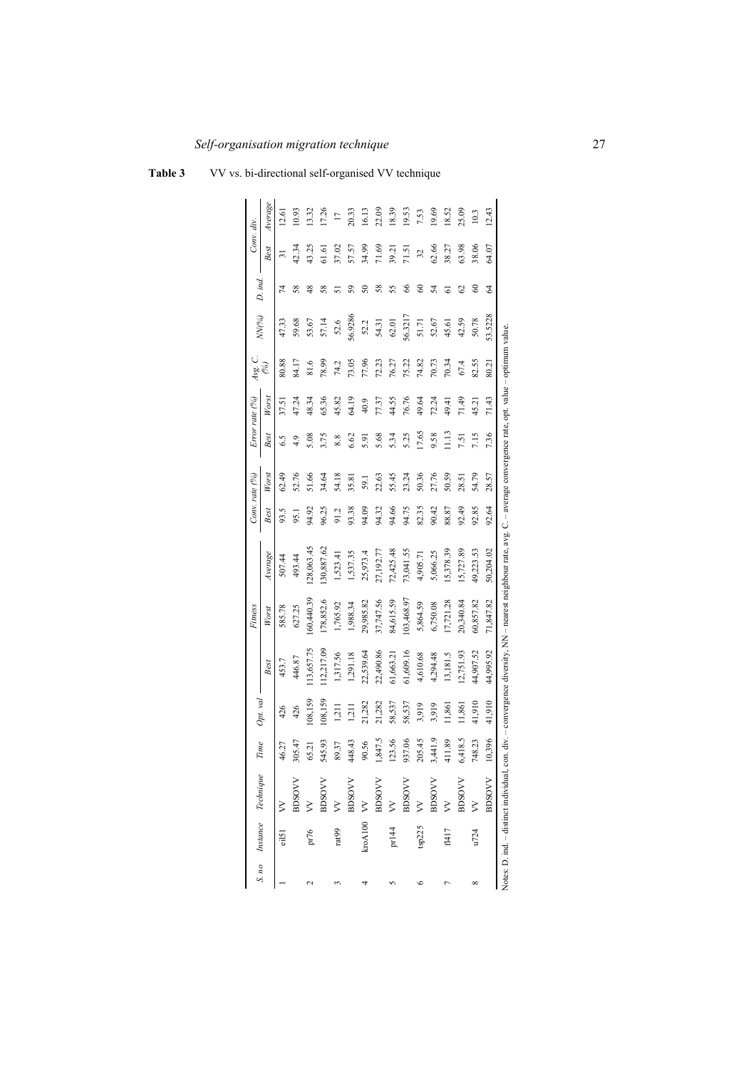**Table 3** VV vs. bi-directional self-organised VV technique

| S. no | Instance | Technique | Time | Opt. val | Fitness | | | Conv. rate (%) | | Error rate (%) | | Avg. C. (%) | NN(%) | D. ind. | Conv. div. | |
|---|---|---|---|---|---|---|---|---|---|---|---|---|---|---|---|---|
| | | | | | Best | Worst | Average | Best | Worst | Best | Worst | | | | Best | Average |
| 1 | eil51 | VV | 46.27 | 426 | 453.7 | 585.78 | 507.44 | 93.5 | 62.49 | 6.5 | 37.51 | 80.88 | 47.33 | 74 | 31 | 12.61 |
| | | BDSOVV | 305.47 | 426 | 446.87 | 627.25 | 493.44 | 95.1 | 52.76 | 4.9 | 47.24 | 84.17 | 59.68 | 58 | 42.34 | 10.93 |
| 2 | pr76 | VV | 65.21 | 108,159 | 113,657.75 | 160,440.39 | 128,063.45 | 94.92 | 51.66 | 5.08 | 48.34 | 81.6 | 53.67 | 48 | 43.25 | 13.32 |
| | | BDSOVV | 545.93 | 108,159 | 112,217.09 | 178,852.6 | 130,887.62 | 96.25 | 34.64 | 3.75 | 65.36 | 78.99 | 57.14 | 58 | 61.61 | 17.26 |
| 3 | rat99 | VV | 89.37 | 1,211 | 1,317.56 | 1,765.92 | 1,523.41 | 91.2 | 54.18 | 8.8 | 45.82 | 74.2 | 52.6 | 51 | 37.02 | 17 |
| | | BDSOVV | 448.43 | 1,211 | 1,291.18 | 1,988.34 | 1,537.35 | 93.38 | 35.81 | 6.62 | 64.19 | 73.05 | 56.9286 | 59 | 57.57 | 20.33 |
| 4 | kroA100 | VV | 90.56 | 21,282 | 22,539.64 | 29,985.82 | 25,973.4 | 94.09 | 59.1 | 5.91 | 40.9 | 77.96 | 52.2 | 50 | 34.99 | 16.13 |
| | | BDSOVV | 1,847.5 | 21,282 | 22,490.86 | 37,747.56 | 27,192.77 | 94.32 | 22.63 | 5.68 | 77.37 | 72.23 | 54.31 | 58 | 71.69 | 22.09 |
| 5 | pr144 | VV | 123.56 | 58,537 | 61,663.21 | 84,615.59 | 72,425.48 | 94.66 | 55.45 | 5.34 | 44.55 | 76.27 | 62.01 | 55 | 39.21 | 18.39 |
| | | BDSOVV | 937.06 | 58,537 | 61,609.16 | 103,468.97 | 73,041.55 | 94.75 | 23.24 | 5.25 | 76.76 | 75.22 | 56.3217 | 66 | 71.51 | 19.53 |
| 6 | tsp225 | VV | 205.45 | 3,919 | 4,610.68 | 5,864.59 | 4,906.71 | 82.35 | 50.36 | 17.65 | 49.64 | 74.82 | 51.71 | 60 | 32 | 7.53 |
| | | BDSOVV | 3,441.9 | 3,919 | 4,294.48 | 6,750.08 | 5,066.25 | 90.42 | 27.76 | 9.58 | 72.24 | 70.73 | 52.67 | 54 | 62.66 | 19.69 |
| 7 | fl417 | VV | 411.89 | 11,861 | 13,181.5 | 17,721.28 | 15,378.39 | 88.87 | 50.59 | 11.13 | 49.41 | 70.34 | 45.61 | 61 | 38.27 | 18.52 |
| | | BDSOVV | 6,418.5 | 11,861 | 12,751.93 | 20,340.84 | 15,727.89 | 92.49 | 28.51 | 7.51 | 71.49 | 67.4 | 42.59 | 62 | 63.98 | 25.09 |
| 8 | u724 | VV | 748.23 | 41,910 | 44,907.52 | 60,857.82 | 49,223.53 | 92.85 | 54.79 | 7.15 | 45.21 | 82.55 | 50.78 | 60 | 38.06 | 10.3 |
| | | BDSOVV | 10,396 | 41,910 | 44,995.92 | 71,847.82 | 50,204.02 | 92.64 | 28.57 | 7.36 | 71.43 | 80.21 | 53.5228 | 64 | 64.07 | 12.43 |

Notes: D. ind. – distinct individual, con. div. – convergence diversity, NN – nearest neighbour rate, avg. C. – average convergence rate, opt. value – optimum value.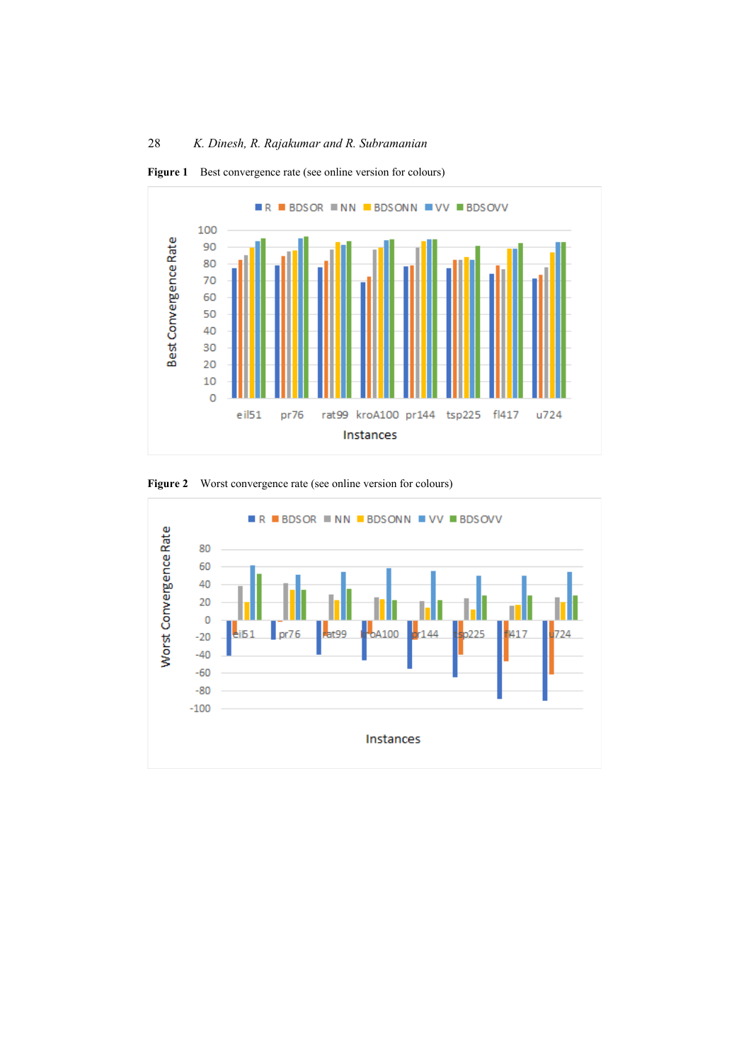**Figure 1** Best convergence rate (see online version for colours)

**Figure 2** Worst convergence rate (see online version for colours)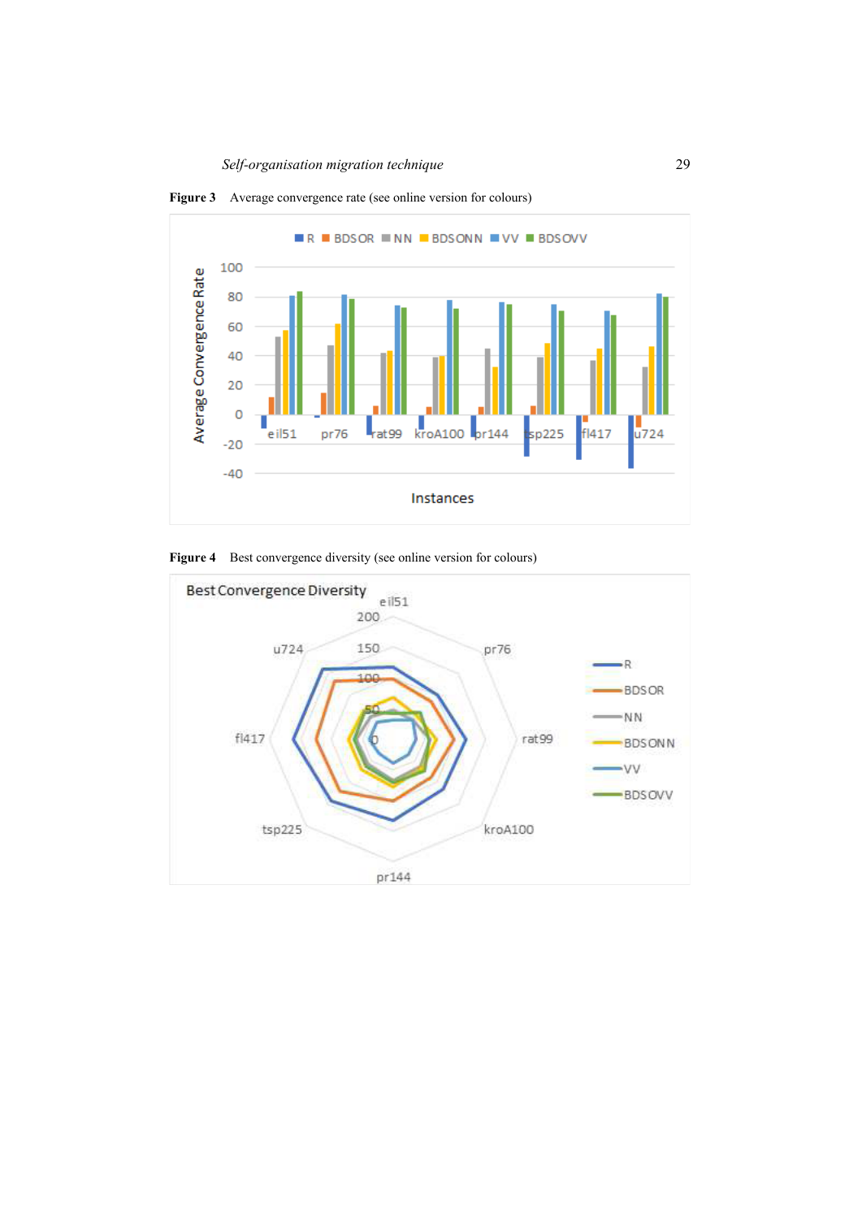**Figure 3** Average convergence rate (see online version for colours)

**Figure 4** Best convergence diversity (see online version for colours)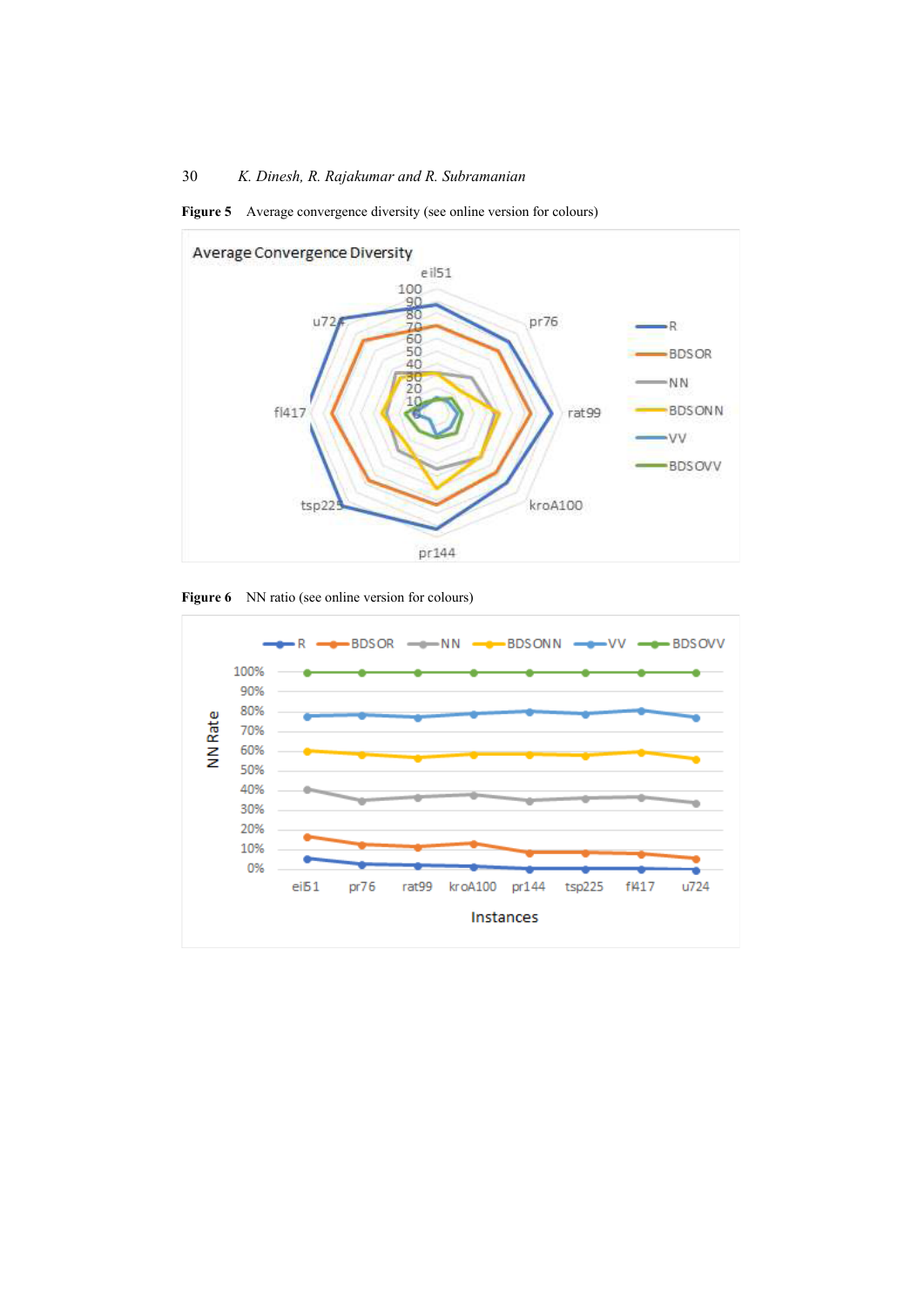**Figure 5** Average convergence diversity (see online version for colours)

**Figure 6** NN ratio (see online version for colours)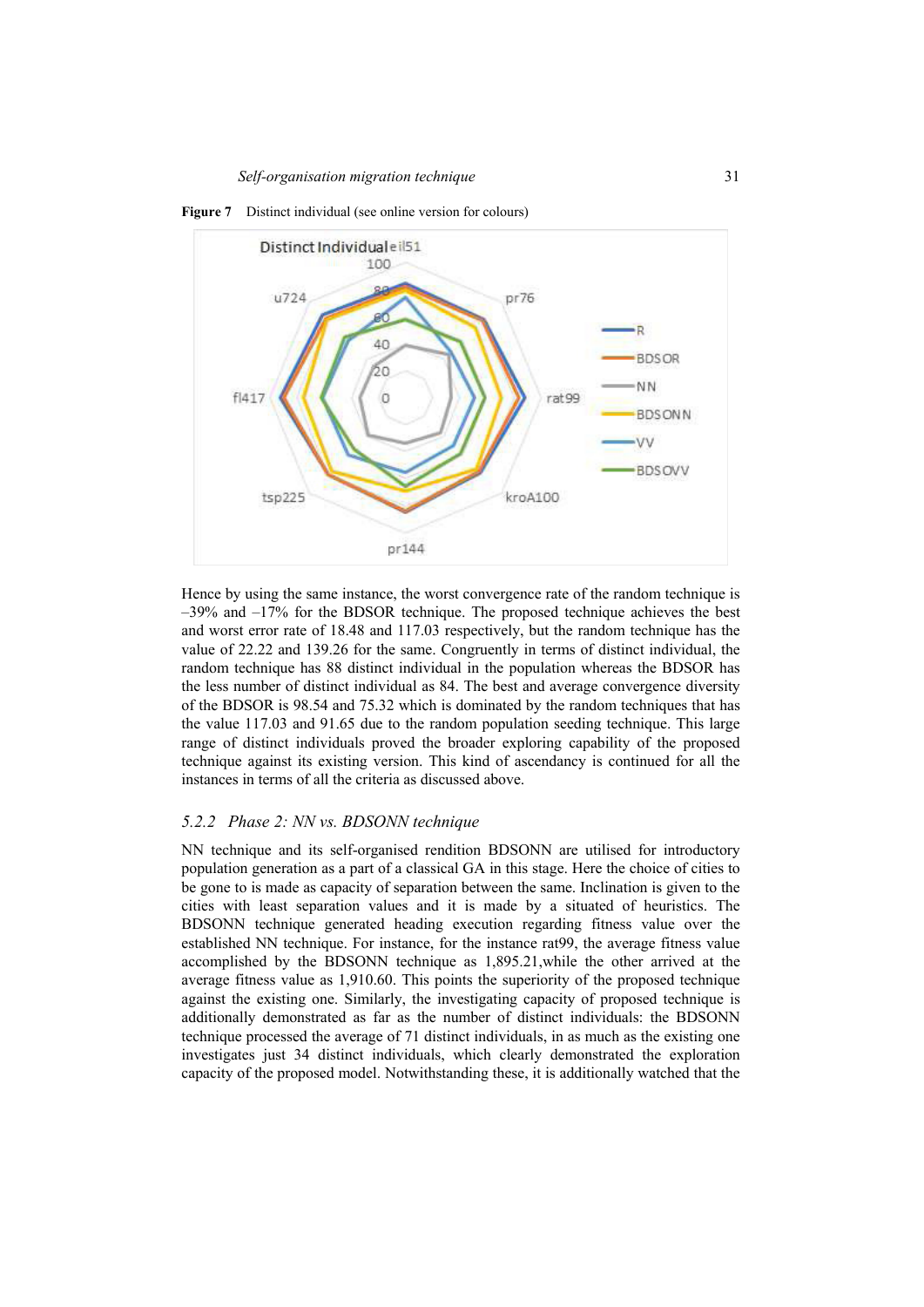**Figure 7** Distinct individual (see online version for colours)

Hence by using the same instance, the worst convergence rate of the random technique is –39% and –17% for the BDSOR technique. The proposed technique achieves the best and worst error rate of 18.48 and 117.03 respectively, but the random technique has the value of 22.22 and 139.26 for the same. Congruently in terms of distinct individual, the random technique has 88 distinct individual in the population whereas the BDSOR has the less number of distinct individual as 84. The best and average convergence diversity of the BDSOR is 98.54 and 75.32 which is dominated by the random techniques that has the value 117.03 and 91.65 due to the random population seeding technique. This large range of distinct individuals proved the broader exploring capability of the proposed technique against its existing version. This kind of ascendancy is continued for all the instances in terms of all the criteria as discussed above.

### 5.2.2 *Phase 2: NN vs. BDSONN technique*

NN technique and its self-organised rendition BDSONN are utilised for introductory population generation as a part of a classical GA in this stage. Here the choice of cities to be gone to is made as capacity of separation between the same. Inclination is given to the cities with least separation values and it is made by a situated of heuristics. The BDSONN technique generated heading execution regarding fitness value over the established NN technique. For instance, for the instance rat99, the average fitness value accomplished by the BDSONN technique as 1,895.21,while the other arrived at the average fitness value as 1,910.60. This points the superiority of the proposed technique against the existing one. Similarly, the investigating capacity of proposed technique is additionally demonstrated as far as the number of distinct individuals: the BDSONN technique processed the average of 71 distinct individuals, in as much as the existing one investigates just 34 distinct individuals, which clearly demonstrated the exploration capacity of the proposed model. Notwithstanding these, it is additionally watched that the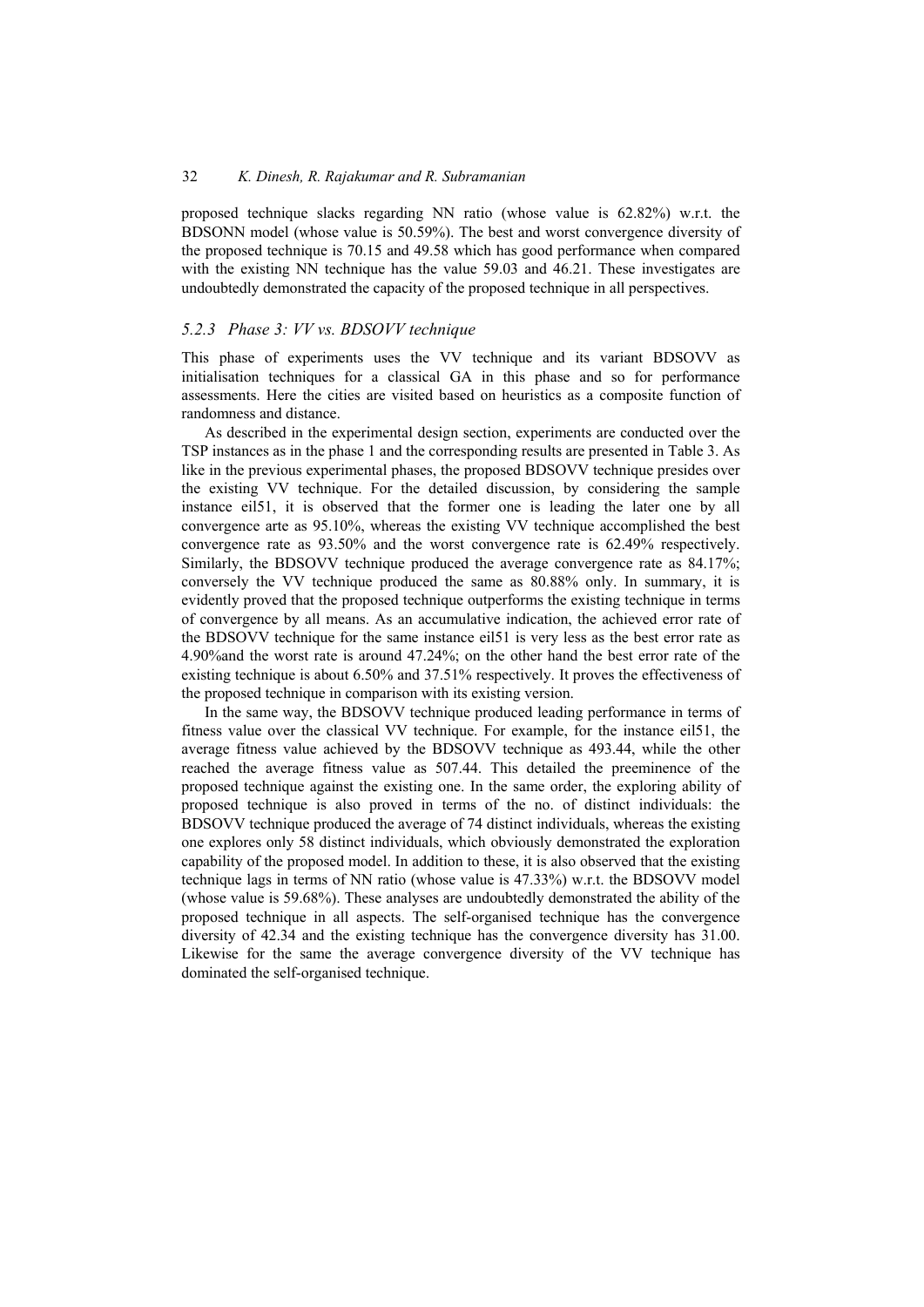proposed technique slacks regarding NN ratio (whose value is 62.82%) w.r.t. the BDSONN model (whose value is 50.59%). The best and worst convergence diversity of the proposed technique is 70.15 and 49.58 which has good performance when compared with the existing NN technique has the value 59.03 and 46.21. These investigates are undoubtedly demonstrated the capacity of the proposed technique in all perspectives.

### *5.2.3 Phase 3: VV vs. BDSOVV technique*

This phase of experiments uses the VV technique and its variant BDSOVV as initialisation techniques for a classical GA in this phase and so for performance assessments. Here the cities are visited based on heuristics as a composite function of randomness and distance.

As described in the experimental design section, experiments are conducted over the TSP instances as in the phase 1 and the corresponding results are presented in Table 3. As like in the previous experimental phases, the proposed BDSOVV technique presides over the existing VV technique. For the detailed discussion, by considering the sample instance eil51, it is observed that the former one is leading the later one by all convergence arte as 95.10%, whereas the existing VV technique accomplished the best convergence rate as 93.50% and the worst convergence rate is 62.49% respectively. Similarly, the BDSOVV technique produced the average convergence rate as 84.17%; conversely the VV technique produced the same as 80.88% only. In summary, it is evidently proved that the proposed technique outperforms the existing technique in terms of convergence by all means. As an accumulative indication, the achieved error rate of the BDSOVV technique for the same instance eil51 is very less as the best error rate as 4.90%and the worst rate is around 47.24%; on the other hand the best error rate of the existing technique is about 6.50% and 37.51% respectively. It proves the effectiveness of the proposed technique in comparison with its existing version.

In the same way, the BDSOVV technique produced leading performance in terms of fitness value over the classical VV technique. For example, for the instance eil51, the average fitness value achieved by the BDSOVV technique as 493.44, while the other reached the average fitness value as 507.44. This detailed the preeminence of the proposed technique against the existing one. In the same order, the exploring ability of proposed technique is also proved in terms of the no. of distinct individuals: the BDSOVV technique produced the average of 74 distinct individuals, whereas the existing one explores only 58 distinct individuals, which obviously demonstrated the exploration capability of the proposed model. In addition to these, it is also observed that the existing technique lags in terms of NN ratio (whose value is 47.33%) w.r.t. the BDSOVV model (whose value is 59.68%). These analyses are undoubtedly demonstrated the ability of the proposed technique in all aspects. The self-organised technique has the convergence diversity of 42.34 and the existing technique has the convergence diversity has 31.00. Likewise for the same the average convergence diversity of the VV technique has dominated the self-organised technique.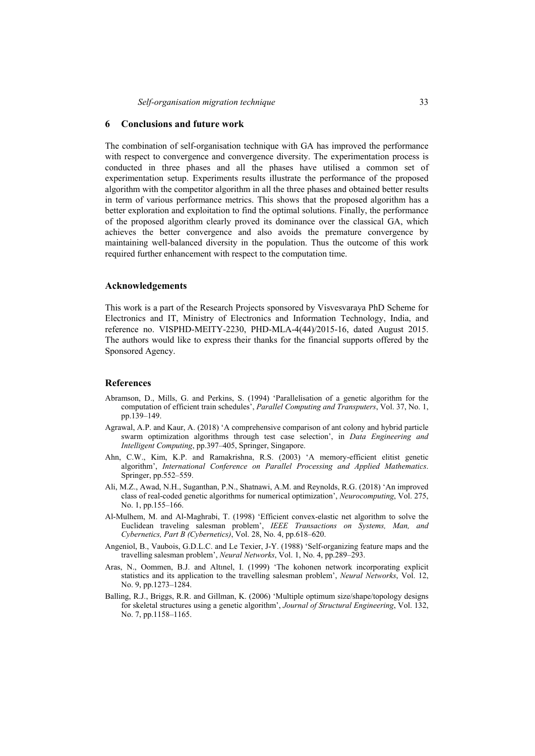## 6 Conclusions and future work

The combination of self-organisation technique with GA has improved the performance with respect to convergence and convergence diversity. The experimentation process is conducted in three phases and all the phases have utilised a common set of experimentation setup. Experiments results illustrate the performance of the proposed algorithm with the competitor algorithm in all the three phases and obtained better results in term of various performance metrics. This shows that the proposed algorithm has a better exploration and exploitation to find the optimal solutions. Finally, the performance of the proposed algorithm clearly proved its dominance over the classical GA, which achieves the better convergence and also avoids the premature convergence by maintaining well-balanced diversity in the population. Thus the outcome of this work required further enhancement with respect to the computation time.

## Acknowledgements

This work is a part of the Research Projects sponsored by Visvesvaraya PhD Scheme for Electronics and IT, Ministry of Electronics and Information Technology, India, and reference no. VISPHD-MEITY-2230, PHD-MLA-4(44)/2015-16, dated August 2015. The authors would like to express their thanks for the financial supports offered by the Sponsored Agency.

## References

Abramson, D., Mills, G. and Perkins, S. (1994) 'Parallelisation of a genetic algorithm for the computation of efficient train schedules', *Parallel Computing and Transputers*, Vol. 37, No. 1, pp.139–149.

Agrawal, A.P. and Kaur, A. (2018) 'A comprehensive comparison of ant colony and hybrid particle swarm optimization algorithms through test case selection', in *Data Engineering and Intelligent Computing*, pp.397–405, Springer, Singapore.

Ahn, C.W., Kim, K.P. and Ramakrishna, R.S. (2003) 'A memory-efficient elitist genetic algorithm', *International Conference on Parallel Processing and Applied Mathematics*. Springer, pp.552–559.

Ali, M.Z., Awad, N.H., Suganthan, P.N., Shatnawi, A.M. and Reynolds, R.G. (2018) 'An improved class of real-coded genetic algorithms for numerical optimization', *Neurocomputing*, Vol. 275, No. 1, pp.155–166.

Al-Mulhem, M. and Al-Maghrabi, T. (1998) 'Efficient convex-elastic net algorithm to solve the Euclidean traveling salesman problem', *IEEE Transactions on Systems, Man, and Cybernetics, Part B (Cybernetics)*, Vol. 28, No. 4, pp.618–620.

Angeniol, B., Vaubois, G.D.L.C. and Le Texier, J-Y. (1988) 'Self-organizing feature maps and the travelling salesman problem', *Neural Networks*, Vol. 1, No. 4, pp.289–293.

Aras, N., Oommen, B.J. and Altınel, I. (1999) 'The kohonen network incorporating explicit statistics and its application to the travelling salesman problem', *Neural Networks*, Vol. 12, No. 9, pp.1273–1284.

Balling, R.J., Briggs, R.R. and Gillman, K. (2006) 'Multiple optimum size/shape/topology designs for skeletal structures using a genetic algorithm', *Journal of Structural Engineering*, Vol. 132, No. 7, pp.1158–1165.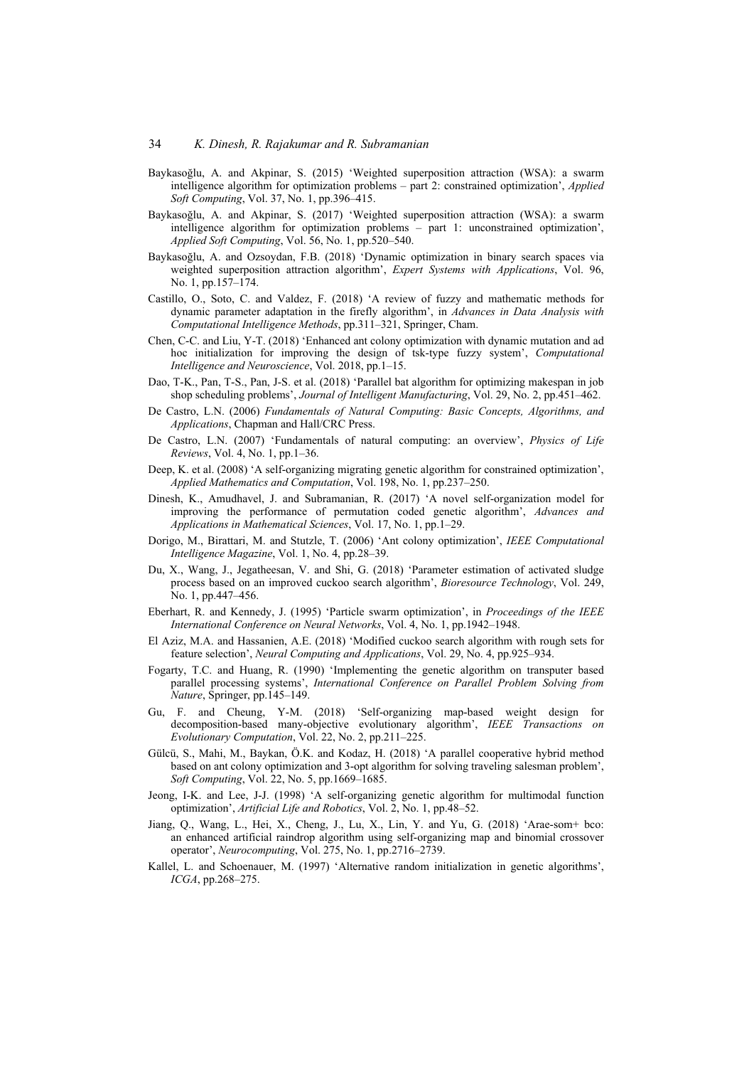Baykasoğlu, A. and Akpinar, S. (2015) 'Weighted superposition attraction (WSA): a swarm intelligence algorithm for optimization problems – part 2: constrained optimization', *Applied Soft Computing*, Vol. 37, No. 1, pp.396–415.

Baykasoğlu, A. and Akpinar, S. (2017) 'Weighted superposition attraction (WSA): a swarm intelligence algorithm for optimization problems – part 1: unconstrained optimization', *Applied Soft Computing*, Vol. 56, No. 1, pp.520–540.

Baykasoğlu, A. and Ozsoydan, F.B. (2018) 'Dynamic optimization in binary search spaces via weighted superposition attraction algorithm', *Expert Systems with Applications*, Vol. 96, No. 1, pp.157–174.

Castillo, O., Soto, C. and Valdez, F. (2018) 'A review of fuzzy and mathematic methods for dynamic parameter adaptation in the firefly algorithm', in *Advances in Data Analysis with Computational Intelligence Methods*, pp.311–321, Springer, Cham.

Chen, C-C. and Liu, Y-T. (2018) 'Enhanced ant colony optimization with dynamic mutation and ad hoc initialization for improving the design of tsk-type fuzzy system', *Computational Intelligence and Neuroscience*, Vol. 2018, pp.1–15.

Dao, T-K., Pan, T-S., Pan, J-S. et al. (2018) 'Parallel bat algorithm for optimizing makespan in job shop scheduling problems', *Journal of Intelligent Manufacturing*, Vol. 29, No. 2, pp.451–462.

De Castro, L.N. (2006) *Fundamentals of Natural Computing: Basic Concepts, Algorithms, and Applications*, Chapman and Hall/CRC Press.

De Castro, L.N. (2007) 'Fundamentals of natural computing: an overview', *Physics of Life Reviews*, Vol. 4, No. 1, pp.1–36.

Deep, K. et al. (2008) 'A self-organizing migrating genetic algorithm for constrained optimization', *Applied Mathematics and Computation*, Vol. 198, No. 1, pp.237–250.

Dinesh, K., Amudhavel, J. and Subramanian, R. (2017) 'A novel self-organization model for improving the performance of permutation coded genetic algorithm', *Advances and Applications in Mathematical Sciences*, Vol. 17, No. 1, pp.1–29.

Dorigo, M., Birattari, M. and Stutzle, T. (2006) 'Ant colony optimization', *IEEE Computational Intelligence Magazine*, Vol. 1, No. 4, pp.28–39.

Du, X., Wang, J., Jegatheesan, V. and Shi, G. (2018) 'Parameter estimation of activated sludge process based on an improved cuckoo search algorithm', *Bioresource Technology*, Vol. 249, No. 1, pp.447–456.

Eberhart, R. and Kennedy, J. (1995) 'Particle swarm optimization', in *Proceedings of the IEEE International Conference on Neural Networks*, Vol. 4, No. 1, pp.1942–1948.

El Aziz, M.A. and Hassanien, A.E. (2018) 'Modified cuckoo search algorithm with rough sets for feature selection', *Neural Computing and Applications*, Vol. 29, No. 4, pp.925–934.

Fogarty, T.C. and Huang, R. (1990) 'Implementing the genetic algorithm on transputer based parallel processing systems', *International Conference on Parallel Problem Solving from Nature*, Springer, pp.145–149.

Gu, F. and Cheung, Y-M. (2018) 'Self-organizing map-based weight design for decomposition-based many-objective evolutionary algorithm', *IEEE Transactions on Evolutionary Computation*, Vol. 22, No. 2, pp.211–225.

Gülcü, S., Mahi, M., Baykan, Ö.K. and Kodaz, H. (2018) 'A parallel cooperative hybrid method based on ant colony optimization and 3-opt algorithm for solving traveling salesman problem', *Soft Computing*, Vol. 22, No. 5, pp.1669–1685.

Jeong, I-K. and Lee, J-J. (1998) 'A self-organizing genetic algorithm for multimodal function optimization', *Artificial Life and Robotics*, Vol. 2, No. 1, pp.48–52.

Jiang, Q., Wang, L., Hei, X., Cheng, J., Lu, X., Lin, Y. and Yu, G. (2018) 'Arae-som+ bco: an enhanced artificial raindrop algorithm using self-organizing map and binomial crossover operator', *Neurocomputing*, Vol. 275, No. 1, pp.2716–2739.

Kallel, L. and Schoenauer, M. (1997) 'Alternative random initialization in genetic algorithms', *ICGA*, pp.268–275.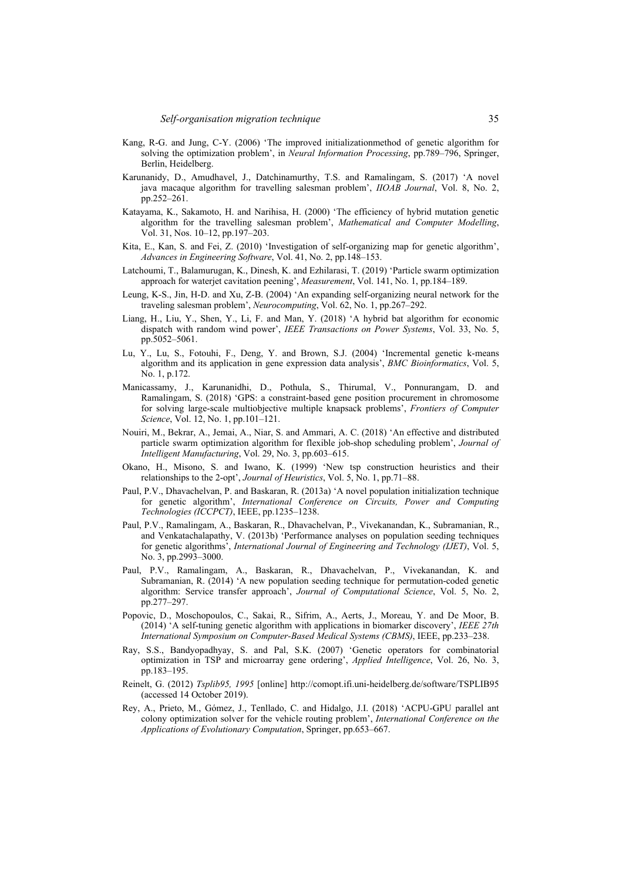Kang, R-G. and Jung, C-Y. (2006) 'The improved initializationmethod of genetic algorithm for solving the optimization problem', in *Neural Information Processing*, pp.789–796, Springer, Berlin, Heidelberg.

Karunanidy, D., Amudhavel, J., Datchinamurthy, T.S. and Ramalingam, S. (2017) 'A novel java macaque algorithm for travelling salesman problem', *IIOAB Journal*, Vol. 8, No. 2, pp.252–261.

Katayama, K., Sakamoto, H. and Narihisa, H. (2000) 'The efficiency of hybrid mutation genetic algorithm for the travelling salesman problem', *Mathematical and Computer Modelling*, Vol. 31, Nos. 10–12, pp.197–203.

Kita, E., Kan, S. and Fei, Z. (2010) 'Investigation of self-organizing map for genetic algorithm', *Advances in Engineering Software*, Vol. 41, No. 2, pp.148–153.

Latchoumi, T., Balamurugan, K., Dinesh, K. and Ezhilarasi, T. (2019) 'Particle swarm optimization approach for waterjet cavitation peening', *Measurement*, Vol. 141, No. 1, pp.184–189.

Leung, K-S., Jin, H-D. and Xu, Z-B. (2004) 'An expanding self-organizing neural network for the traveling salesman problem', *Neurocomputing*, Vol. 62, No. 1, pp.267–292.

Liang, H., Liu, Y., Shen, Y., Li, F. and Man, Y. (2018) 'A hybrid bat algorithm for economic dispatch with random wind power', *IEEE Transactions on Power Systems*, Vol. 33, No. 5, pp.5052–5061.

Lu, Y., Lu, S., Fotouhi, F., Deng, Y. and Brown, S.J. (2004) 'Incremental genetic k-means algorithm and its application in gene expression data analysis', *BMC Bioinformatics*, Vol. 5, No. 1, p.172.

Manicassamy, J., Karunanidhi, D., Pothula, S., Thirumal, V., Ponnurangam, D. and Ramalingam, S. (2018) 'GPS: a constraint-based gene position procurement in chromosome for solving large-scale multiobjective multiple knapsack problems', *Frontiers of Computer Science*, Vol. 12, No. 1, pp.101–121.

Nouiri, M., Bekrar, A., Jemai, A., Niar, S. and Ammari, A. C. (2018) 'An effective and distributed particle swarm optimization algorithm for flexible job-shop scheduling problem', *Journal of Intelligent Manufacturing*, Vol. 29, No. 3, pp.603–615.

Okano, H., Misono, S. and Iwano, K. (1999) 'New tsp construction heuristics and their relationships to the 2-opt', *Journal of Heuristics*, Vol. 5, No. 1, pp.71–88.

Paul, P.V., Dhavachelvan, P. and Baskaran, R. (2013a) 'A novel population initialization technique for genetic algorithm', *International Conference on Circuits, Power and Computing Technologies (ICCPCT)*, IEEE, pp.1235–1238.

Paul, P.V., Ramalingam, A., Baskaran, R., Dhavachelvan, P., Vivekanandan, K., Subramanian, R., and Venkatachalapathy, V. (2013b) 'Performance analyses on population seeding techniques for genetic algorithms', *International Journal of Engineering and Technology (IJET)*, Vol. 5, No. 3, pp.2993–3000.

Paul, P.V., Ramalingam, A., Baskaran, R., Dhavachelvan, P., Vivekanandan, K. and Subramanian, R. (2014) 'A new population seeding technique for permutation-coded genetic algorithm: Service transfer approach', *Journal of Computational Science*, Vol. 5, No. 2, pp.277–297.

Popovic, D., Moschopoulos, C., Sakai, R., Sifrim, A., Aerts, J., Moreau, Y. and De Moor, B. (2014) 'A self-tuning genetic algorithm with applications in biomarker discovery', *IEEE 27th International Symposium on Computer-Based Medical Systems (CBMS)*, IEEE, pp.233–238.

Ray, S.S., Bandyopadhyay, S. and Pal, S.K. (2007) 'Genetic operators for combinatorial optimization in TSP and microarray gene ordering', *Applied Intelligence*, Vol. 26, No. 3, pp.183–195.

Reinelt, G. (2012) *Tsplib95, 1995* [online] http://comopt.ifi.uni-heidelberg.de/software/TSPLIB95 (accessed 14 October 2019).

Rey, A., Prieto, M., Gómez, J., Tenllado, C. and Hidalgo, J.I. (2018) 'ACPU-GPU parallel ant colony optimization solver for the vehicle routing problem', *International Conference on the Applications of Evolutionary Computation*, Springer, pp.653–667.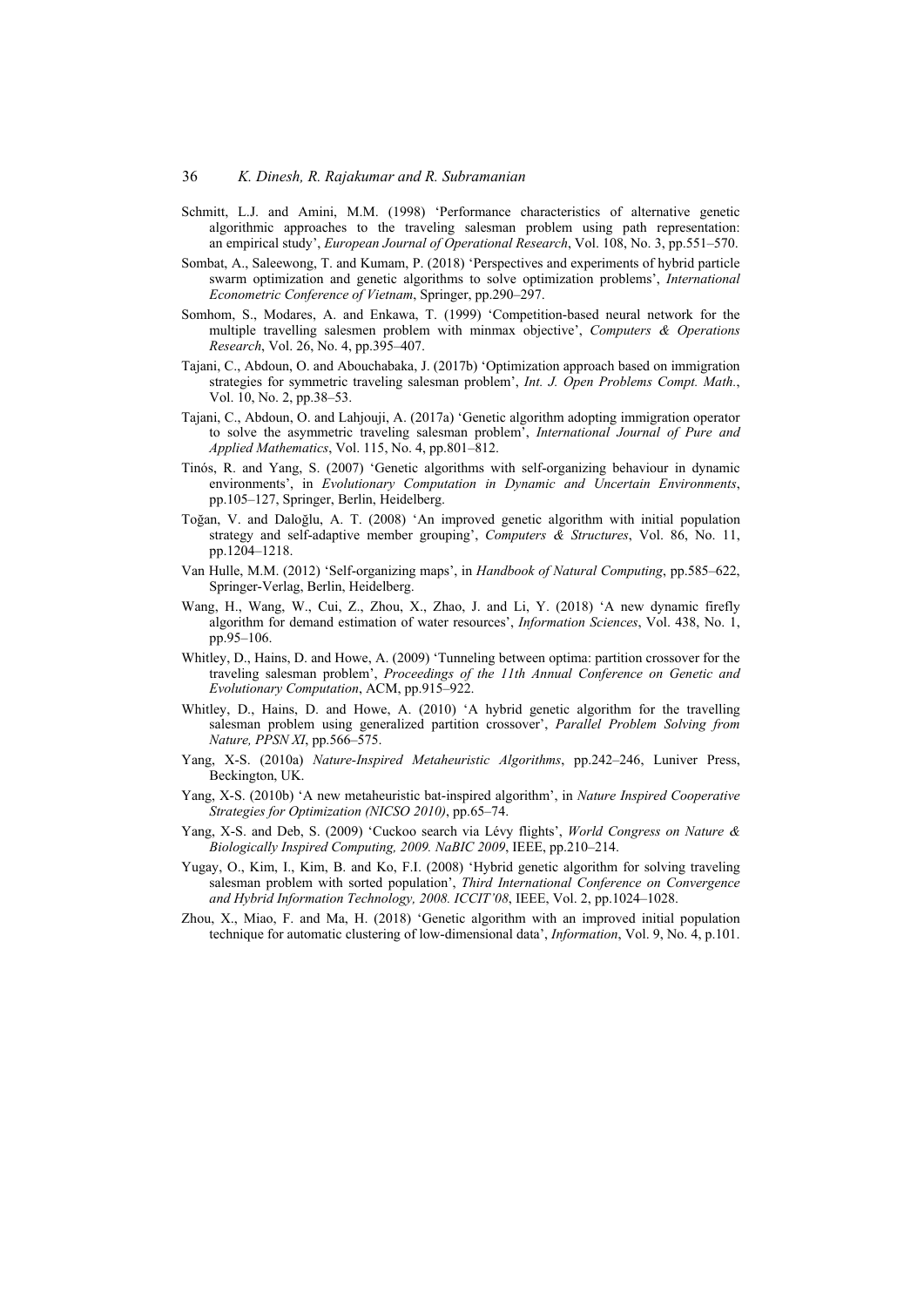Schmitt, L.J. and Amini, M.M. (1998) 'Performance characteristics of alternative genetic algorithmic approaches to the traveling salesman problem using path representation: an empirical study', *European Journal of Operational Research*, Vol. 108, No. 3, pp.551–570.

Sombat, A., Saleewong, T. and Kumam, P. (2018) 'Perspectives and experiments of hybrid particle swarm optimization and genetic algorithms to solve optimization problems', *International Econometric Conference of Vietnam*, Springer, pp.290–297.

Somhom, S., Modares, A. and Enkawa, T. (1999) 'Competition-based neural network for the multiple travelling salesmen problem with minmax objective', *Computers & Operations Research*, Vol. 26, No. 4, pp.395–407.

Tajani, C., Abdoun, O. and Abouchabaka, J. (2017b) 'Optimization approach based on immigration strategies for symmetric traveling salesman problem', *Int. J. Open Problems Compt. Math.*, Vol. 10, No. 2, pp.38–53.

Tajani, C., Abdoun, O. and Lahjouji, A. (2017a) 'Genetic algorithm adopting immigration operator to solve the asymmetric traveling salesman problem', *International Journal of Pure and Applied Mathematics*, Vol. 115, No. 4, pp.801–812.

Tinós, R. and Yang, S. (2007) 'Genetic algorithms with self-organizing behaviour in dynamic environments', in *Evolutionary Computation in Dynamic and Uncertain Environments*, pp.105–127, Springer, Berlin, Heidelberg.

Toğan, V. and Daloğlu, A. T. (2008) 'An improved genetic algorithm with initial population strategy and self-adaptive member grouping', *Computers & Structures*, Vol. 86, No. 11, pp.1204–1218.

Van Hulle, M.M. (2012) 'Self-organizing maps', in *Handbook of Natural Computing*, pp.585–622, Springer-Verlag, Berlin, Heidelberg.

Wang, H., Wang, W., Cui, Z., Zhou, X., Zhao, J. and Li, Y. (2018) 'A new dynamic firefly algorithm for demand estimation of water resources', *Information Sciences*, Vol. 438, No. 1, pp.95–106.

Whitley, D., Hains, D. and Howe, A. (2009) 'Tunneling between optima: partition crossover for the traveling salesman problem', *Proceedings of the 11th Annual Conference on Genetic and Evolutionary Computation*, ACM, pp.915–922.

Whitley, D., Hains, D. and Howe, A. (2010) 'A hybrid genetic algorithm for the travelling salesman problem using generalized partition crossover', *Parallel Problem Solving from Nature, PPSN XI*, pp.566–575.

Yang, X-S. (2010a) *Nature-Inspired Metaheuristic Algorithms*, pp.242–246, Luniver Press, Beckington, UK.

Yang, X-S. (2010b) 'A new metaheuristic bat-inspired algorithm', in *Nature Inspired Cooperative Strategies for Optimization (NICSO 2010)*, pp.65–74.

Yang, X-S. and Deb, S. (2009) 'Cuckoo search via Lévy flights', *World Congress on Nature & Biologically Inspired Computing, 2009. NaBIC 2009*, IEEE, pp.210–214.

Yugay, O., Kim, I., Kim, B. and Ko, F.I. (2008) 'Hybrid genetic algorithm for solving traveling salesman problem with sorted population', *Third International Conference on Convergence and Hybrid Information Technology, 2008. ICCIT'08*, IEEE, Vol. 2, pp.1024–1028.

Zhou, X., Miao, F. and Ma, H. (2018) 'Genetic algorithm with an improved initial population technique for automatic clustering of low-dimensional data', *Information*, Vol. 9, No. 4, p.101.